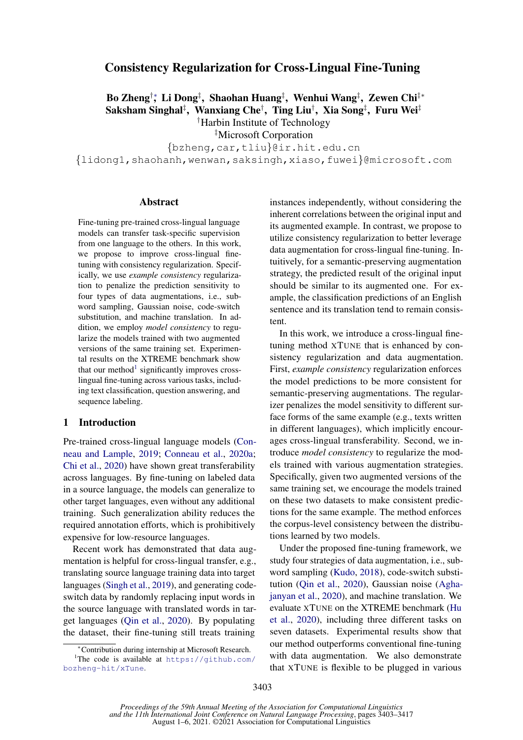# Consistency Regularization for Cross-Lingual Fine-Tuning

**Bo Zheng**[†*], **Li Dong**[‡], **Shaohan Huang**[‡], **Wenhui Wang**[‡], **Zewen Chi**[‡*]
**Saksham Singhal**[‡], **Wanxiang Che**[†], **Ting Liu**[†], **Xia Song**[‡], **Furu Wei**[‡]

[†]Harbin Institute of Technology
[‡]Microsoft Corporation

{bzheng,car,tliu}@ir.hit.edu.cn
{lidong1,shaohanh,wenwan,saksingh,xiaso,fuwei}@microsoft.com

## Abstract

Fine-tuning pre-trained cross-lingual language models can transfer task-specific supervision from one language to the others. In this work, we propose to improve cross-lingual fine-tuning with consistency regularization. Specifically, we use *example consistency* regularization to penalize the prediction sensitivity to four types of data augmentations, i.e., subword sampling, Gaussian noise, code-switch substitution, and machine translation. In addition, we employ *model consistency* to regularize the models trained with two augmented versions of the same training set. Experimental results on the XTREME benchmark show that our method[1] significantly improves cross-lingual fine-tuning across various tasks, including text classification, question answering, and sequence labeling.

## 1 Introduction

Pre-trained cross-lingual language models (Conneau and Lample, 2019; Conneau et al., 2020a; Chi et al., 2020) have shown great transferability across languages. By fine-tuning on labeled data in a source language, the models can generalize to other target languages, even without any additional training. Such generalization ability reduces the required annotation efforts, which is prohibitively expensive for low-resource languages.

Recent work has demonstrated that data augmentation is helpful for cross-lingual transfer, e.g., translating source language training data into target languages (Singh et al., 2019), and generating code-switch data by randomly replacing input words in the source language with translated words in target languages (Qin et al., 2020). By populating the dataset, their fine-tuning still treats training instances independently, without considering the inherent correlations between the original input and its augmented example. In contrast, we propose to utilize consistency regularization to better leverage data augmentation for cross-lingual fine-tuning. Intuitively, for a semantic-preserving augmentation strategy, the predicted result of the original input should be similar to its augmented one. For example, the classification predictions of an English sentence and its translation tend to remain consistent.

In this work, we introduce a cross-lingual fine-tuning method XTUNE that is enhanced by consistency regularization and data augmentation. First, *example consistency* regularization enforces the model predictions to be more consistent for semantic-preserving augmentations. The regularizer penalizes the model sensitivity to different surface forms of the same example (e.g., texts written in different languages), which implicitly encourages cross-lingual transferability. Second, we introduce *model consistency* to regularize the models trained with various augmentation strategies. Specifically, given two augmented versions of the same training set, we encourage the models trained on these two datasets to make consistent predictions for the same example. The method enforces the corpus-level consistency between the distributions learned by two models.

Under the proposed fine-tuning framework, we study four strategies of data augmentation, i.e., subword sampling (Kudo, 2018), code-switch substitution (Qin et al., 2020), Gaussian noise (Aghajanyan et al., 2020), and machine translation. We evaluate XTUNE on the XTREME benchmark (Hu et al., 2020), including three different tasks on seven datasets. Experimental results show that our method outperforms conventional fine-tuning with data augmentation. We also demonstrate that XTUNE is flexible to be plugged in various

*Contribution during internship at Microsoft Research.

[1]The code is available at https://github.com/bozheng-hit/xTune.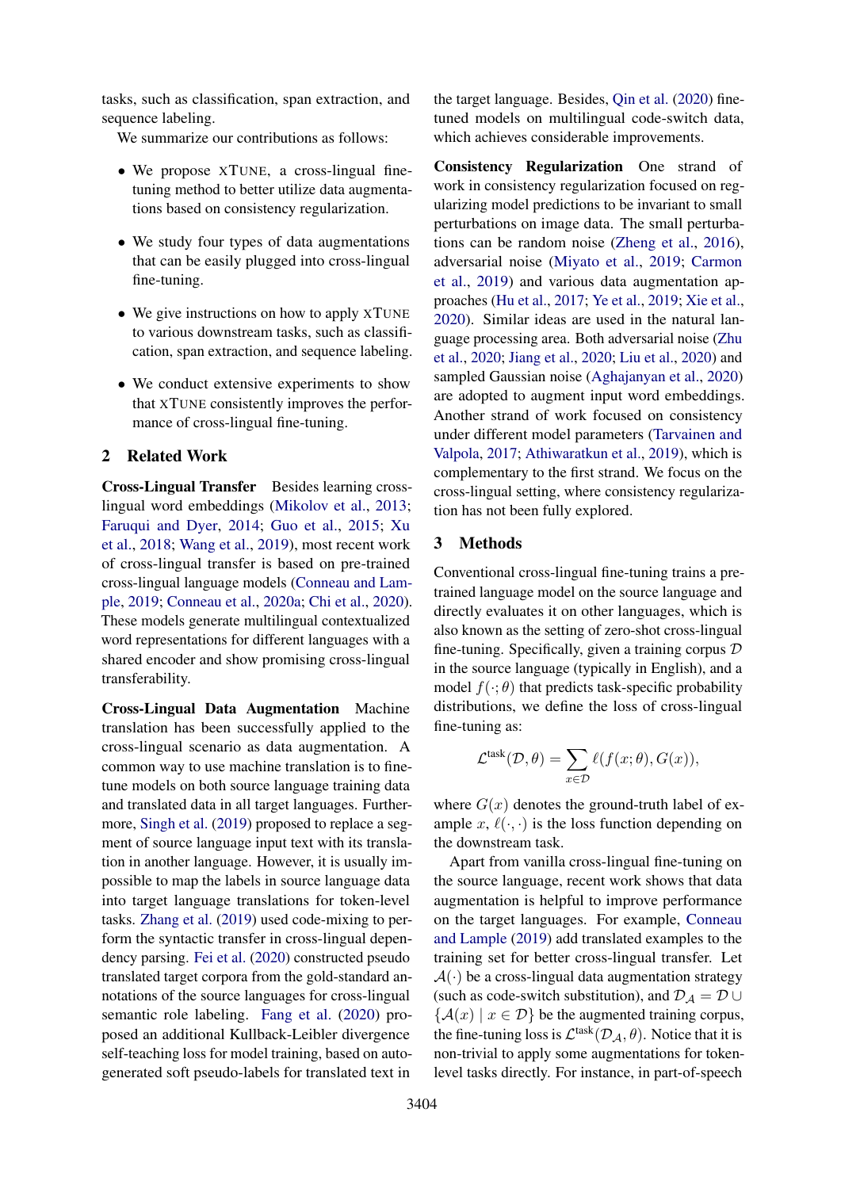tasks, such as classification, span extraction, and sequence labeling.

We summarize our contributions as follows:

- We propose XTUNE, a cross-lingual fine-tuning method to better utilize data augmentations based on consistency regularization.
- We study four types of data augmentations that can be easily plugged into cross-lingual fine-tuning.
- We give instructions on how to apply XTUNE to various downstream tasks, such as classification, span extraction, and sequence labeling.
- We conduct extensive experiments to show that XTUNE consistently improves the performance of cross-lingual fine-tuning.

## 2 Related Work

**Cross-Lingual Transfer** Besides learning cross-lingual word embeddings (Mikolov et al., 2013; Faruqui and Dyer, 2014; Guo et al., 2015; Xu et al., 2018; Wang et al., 2019), most recent work of cross-lingual transfer is based on pre-trained cross-lingual language models (Conneau and Lample, 2019; Conneau et al., 2020a; Chi et al., 2020). These models generate multilingual contextualized word representations for different languages with a shared encoder and show promising cross-lingual transferability.

**Cross-Lingual Data Augmentation** Machine translation has been successfully applied to the cross-lingual scenario as data augmentation. A common way to use machine translation is to fine-tune models on both source language training data and translated data in all target languages. Furthermore, Singh et al. (2019) proposed to replace a segment of source language input text with its translation in another language. However, it is usually impossible to map the labels in source language data into target language translations for token-level tasks. Zhang et al. (2019) used code-mixing to perform the syntactic transfer in cross-lingual dependency parsing. Fei et al. (2020) constructed pseudo translated target corpora from the gold-standard annotations of the source languages for cross-lingual semantic role labeling. Fang et al. (2020) proposed an additional Kullback-Leibler divergence self-teaching loss for model training, based on auto-generated soft pseudo-labels for translated text in the target language. Besides, Qin et al. (2020) fine-tuned models on multilingual code-switch data, which achieves considerable improvements.

**Consistency Regularization** One strand of work in consistency regularization focused on regularizing model predictions to be invariant to small perturbations on image data. The small perturbations can be random noise (Zheng et al., 2016), adversarial noise (Miyato et al., 2019; Carmon et al., 2019) and various data augmentation approaches (Hu et al., 2017; Ye et al., 2019; Xie et al., 2020). Similar ideas are used in the natural language processing area. Both adversarial noise (Zhu et al., 2020; Jiang et al., 2020; Liu et al., 2020) and sampled Gaussian noise (Aghajanyan et al., 2020) are adopted to augment input word embeddings. Another strand of work focused on consistency under different model parameters (Tarvainen and Valpola, 2017; Athiwaratkun et al., 2019), which is complementary to the first strand. We focus on the cross-lingual setting, where consistency regularization has not been fully explored.

## 3 Methods

Conventional cross-lingual fine-tuning trains a pre-trained language model on the source language and directly evaluates it on other languages, which is also known as the setting of zero-shot cross-lingual fine-tuning. Specifically, given a training corpus $\mathcal{D}$ in the source language (typically in English), and a model $f(\cdot;\theta)$ that predicts task-specific probability distributions, we define the loss of cross-lingual fine-tuning as:

$$\mathcal{L}^{\text{task}}(\mathcal{D}, \theta) = \sum_{x \in \mathcal{D}} \ell(f(x;\theta), G(x)),$$

where $G(x)$ denotes the ground-truth label of example $x$, $\ell(\cdot,\cdot)$ is the loss function depending on the downstream task.

Apart from vanilla cross-lingual fine-tuning on the source language, recent work shows that data augmentation is helpful to improve performance on the target languages. For example, Conneau and Lample (2019) add translated examples to the training set for better cross-lingual transfer. Let $\mathcal{A}(\cdot)$ be a cross-lingual data augmentation strategy (such as code-switch substitution), and $\mathcal{D}_{\mathcal{A}} = \mathcal{D} \cup \{\mathcal{A}(x) \mid x \in \mathcal{D}\}$ be the augmented training corpus, the fine-tuning loss is $\mathcal{L}^{\text{task}}(\mathcal{D}_{\mathcal{A}}, \theta)$. Notice that it is non-trivial to apply some augmentations for token-level tasks directly. For instance, in part-of-speech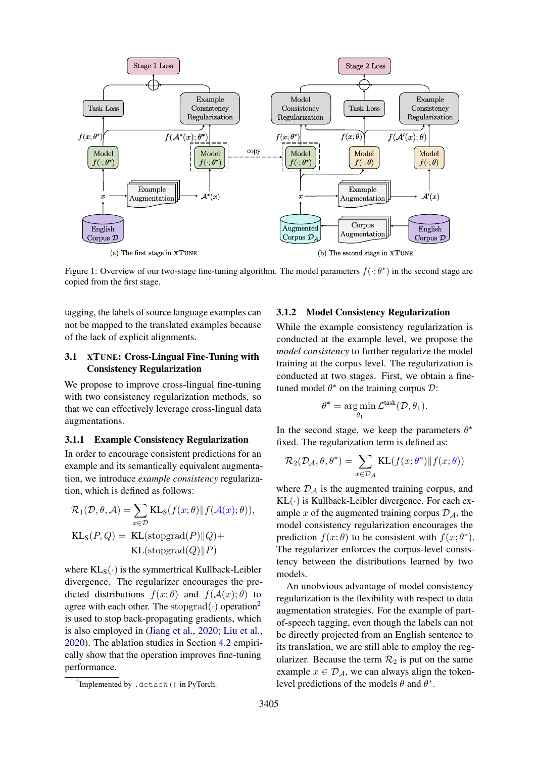(a) The first stage in xTune

(b) The second stage in xTune

Figure 1: Overview of our two-stage fine-tuning algorithm. The model parameters $f(\cdot;\theta^*)$ in the second stage are copied from the first stage.

tagging, the labels of source language examples can not be mapped to the translated examples because of the lack of explicit alignments.

### 3.1 xTune: Cross-Lingual Fine-Tuning with Consistency Regularization

We propose to improve cross-lingual fine-tuning with two consistency regularization methods, so that we can effectively leverage cross-lingual data augmentations.

#### 3.1.1 Example Consistency Regularization

In order to encourage consistent predictions for an example and its semantically equivalent augmentation, we introduce *example consistency* regularization, which is defined as follows:

$$\mathcal{R}_1(\mathcal{D}, \theta, \mathcal{A}) = \sum_{x \in \mathcal{D}} \mathrm{KL_S}(f(x;\theta) \| f(\mathcal{A}(x);\theta)),$$

$$\mathrm{KL_S}(P, Q) = \mathrm{KL}(\mathrm{stopgrad}(P) \| Q) + \mathrm{KL}(\mathrm{stopgrad}(Q) \| P)$$

where $\mathrm{KL_S}(\cdot)$ is the symmertrical Kullback-Leibler divergence. The regularizer encourages the predicted distributions $f(x;\theta)$ and $f(\mathcal{A}(x);\theta)$ to agree with each other. The $\mathrm{stopgrad}(\cdot)$ operation[2] is used to stop back-propagating gradients, which is also employed in (Jiang et al., 2020; Liu et al., 2020). The ablation studies in Section 4.2 empirically show that the operation improves fine-tuning performance.

[2] Implemented by `.detach()` in PyTorch.

#### 3.1.2 Model Consistency Regularization

While the example consistency regularization is conducted at the example level, we propose the *model consistency* to further regularize the model training at the corpus level. The regularization is conducted at two stages. First, we obtain a fine-tuned model $\theta^*$ on the training corpus $\mathcal{D}$:

$$\theta^* = \arg\min_{\theta_1} \mathcal{L}^{\text{task}}(\mathcal{D}, \theta_1).$$

In the second stage, we keep the parameters $\theta^*$ fixed. The regularization term is defined as:

$$\mathcal{R}_2(\mathcal{D}_\mathcal{A}, \theta, \theta^*) = \sum_{x \in \mathcal{D}_\mathcal{A}} \mathrm{KL}(f(x;\theta^*) \| f(x;\theta))$$

where $\mathcal{D}_\mathcal{A}$ is the augmented training corpus, and $\mathrm{KL}(\cdot)$ is Kullback-Leibler divergence. For each example $x$ of the augmented training corpus $\mathcal{D}_\mathcal{A}$, the model consistency regularization encourages the prediction $f(x;\theta)$ to be consistent with $f(x;\theta^*)$. The regularizer enforces the corpus-level consistency between the distributions learned by two models.

An unobvious advantage of model consistency regularization is the flexibility with respect to data augmentation strategies. For the example of part-of-speech tagging, even though the labels can not be directly projected from an English sentence to its translation, we are still able to employ the regularizer. Because the term $\mathcal{R}_2$ is put on the same example $x \in \mathcal{D}_\mathcal{A}$, we can always align the token-level predictions of the models $\theta$ and $\theta^*$.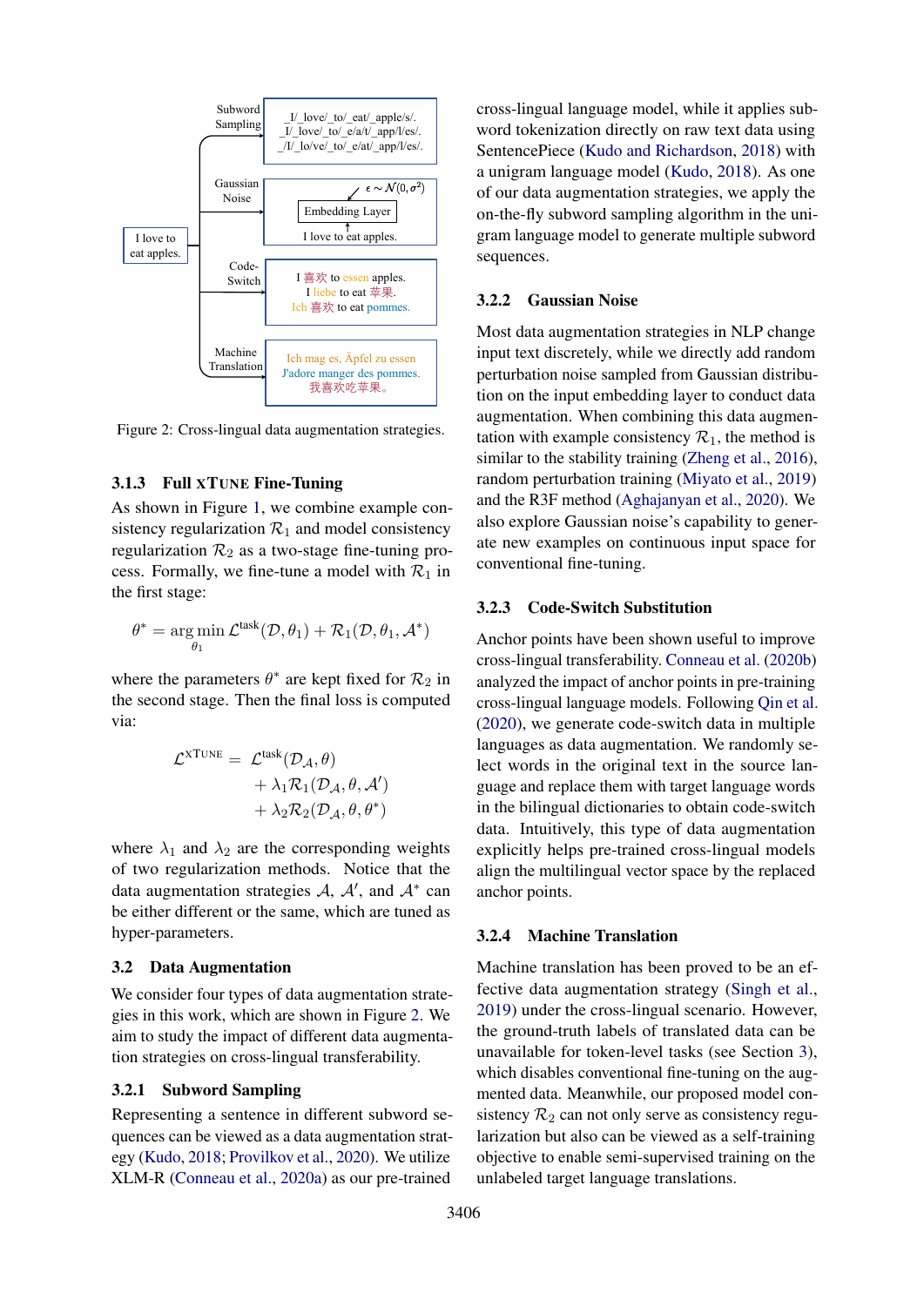Figure 2: Cross-lingual data augmentation strategies.

### 3.1.3 Full XTUNE Fine-Tuning

As shown in Figure 1, we combine example consistency regularization $\mathcal{R}_1$ and model consistency regularization $\mathcal{R}_2$ as a two-stage fine-tuning process. Formally, we fine-tune a model with $\mathcal{R}_1$ in the first stage:

$$\theta^* = \arg\min_{\theta_1} \mathcal{L}^{\text{task}}(\mathcal{D}, \theta_1) + \mathcal{R}_1(\mathcal{D}, \theta_1, \mathcal{A}^*)$$

where the parameters $\theta^*$ are kept fixed for $\mathcal{R}_2$ in the second stage. Then the final loss is computed via:

$$\begin{aligned}\mathcal{L}^{\text{XTUNE}} = \;& \mathcal{L}^{\text{task}}(\mathcal{D}_{\mathcal{A}}, \theta) \\ & + \lambda_1 \mathcal{R}_1(\mathcal{D}_{\mathcal{A}}, \theta, \mathcal{A}') \\ & + \lambda_2 \mathcal{R}_2(\mathcal{D}_{\mathcal{A}}, \theta, \theta^*)\end{aligned}$$

where $\lambda_1$ and $\lambda_2$ are the corresponding weights of two regularization methods. Notice that the data augmentation strategies $\mathcal{A}$, $\mathcal{A}'$, and $\mathcal{A}^*$ can be either different or the same, which are tuned as hyper-parameters.

## 3.2 Data Augmentation

We consider four types of data augmentation strategies in this work, which are shown in Figure 2. We aim to study the impact of different data augmentation strategies on cross-lingual transferability.

### 3.2.1 Subword Sampling

Representing a sentence in different subword sequences can be viewed as a data augmentation strategy (Kudo, 2018; Provilkov et al., 2020). We utilize XLM-R (Conneau et al., 2020a) as our pre-trained cross-lingual language model, while it applies subword tokenization directly on raw text data using SentencePiece (Kudo and Richardson, 2018) with a unigram language model (Kudo, 2018). As one of our data augmentation strategies, we apply the on-the-fly subword sampling algorithm in the unigram language model to generate multiple subword sequences.

### 3.2.2 Gaussian Noise

Most data augmentation strategies in NLP change input text discretely, while we directly add random perturbation noise sampled from Gaussian distribution on the input embedding layer to conduct data augmentation. When combining this data augmentation with example consistency $\mathcal{R}_1$, the method is similar to the stability training (Zheng et al., 2016), random perturbation training (Miyato et al., 2019) and the R3F method (Aghajanyan et al., 2020). We also explore Gaussian noise's capability to generate new examples on continuous input space for conventional fine-tuning.

### 3.2.3 Code-Switch Substitution

Anchor points have been shown useful to improve cross-lingual transferability. Conneau et al. (2020b) analyzed the impact of anchor points in pre-training cross-lingual language models. Following Qin et al. (2020), we generate code-switch data in multiple languages as data augmentation. We randomly select words in the original text in the source language and replace them with target language words in the bilingual dictionaries to obtain code-switch data. Intuitively, this type of data augmentation explicitly helps pre-trained cross-lingual models align the multilingual vector space by the replaced anchor points.

### 3.2.4 Machine Translation

Machine translation has been proved to be an effective data augmentation strategy (Singh et al., 2019) under the cross-lingual scenario. However, the ground-truth labels of translated data can be unavailable for token-level tasks (see Section 3), which disables conventional fine-tuning on the augmented data. Meanwhile, our proposed model consistency $\mathcal{R}_2$ can not only serve as consistency regularization but also can be viewed as a self-training objective to enable semi-supervised training on the unlabeled target language translations.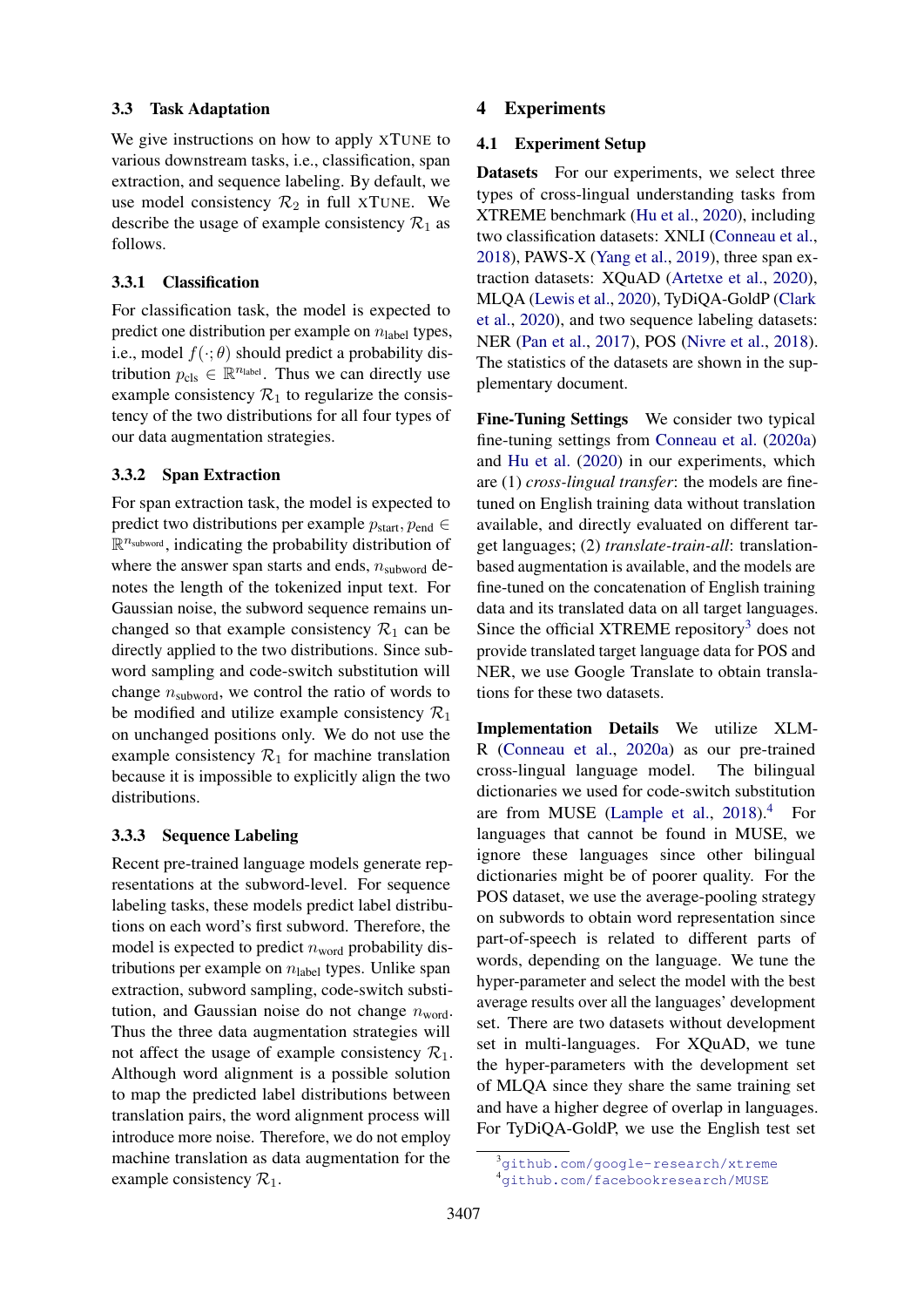### 3.3 Task Adaptation

We give instructions on how to apply XTUNE to various downstream tasks, i.e., classification, span extraction, and sequence labeling. By default, we use model consistency $\mathcal{R}_2$ in full XTUNE. We describe the usage of example consistency $\mathcal{R}_1$ as follows.

#### 3.3.1 Classification

For classification task, the model is expected to predict one distribution per example on $n_{\text{label}}$ types, i.e., model $f(\cdot;\theta)$ should predict a probability distribution $p_{\text{cls}} \in \mathbb{R}^{n_{\text{label}}}$. Thus we can directly use example consistency $\mathcal{R}_1$ to regularize the consistency of the two distributions for all four types of our data augmentation strategies.

#### 3.3.2 Span Extraction

For span extraction task, the model is expected to predict two distributions per example $p_{\text{start}}, p_{\text{end}} \in \mathbb{R}^{n_{\text{subword}}}$, indicating the probability distribution of where the answer span starts and ends, $n_{\text{subword}}$ denotes the length of the tokenized input text. For Gaussian noise, the subword sequence remains unchanged so that example consistency $\mathcal{R}_1$ can be directly applied to the two distributions. Since subword sampling and code-switch substitution will change $n_{\text{subword}}$, we control the ratio of words to be modified and utilize example consistency $\mathcal{R}_1$ on unchanged positions only. We do not use the example consistency $\mathcal{R}_1$ for machine translation because it is impossible to explicitly align the two distributions.

#### 3.3.3 Sequence Labeling

Recent pre-trained language models generate representations at the subword-level. For sequence labeling tasks, these models predict label distributions on each word's first subword. Therefore, the model is expected to predict $n_{\text{word}}$ probability distributions per example on $n_{\text{label}}$ types. Unlike span extraction, subword sampling, code-switch substitution, and Gaussian noise do not change $n_{\text{word}}$. Thus the three data augmentation strategies will not affect the usage of example consistency $\mathcal{R}_1$. Although word alignment is a possible solution to map the predicted label distributions between translation pairs, the word alignment process will introduce more noise. Therefore, we do not employ machine translation as data augmentation for the example consistency $\mathcal{R}_1$.

## 4 Experiments

### 4.1 Experiment Setup

**Datasets** For our experiments, we select three types of cross-lingual understanding tasks from XTREME benchmark (Hu et al., 2020), including two classification datasets: XNLI (Conneau et al., 2018), PAWS-X (Yang et al., 2019), three span extraction datasets: XQuAD (Artetxe et al., 2020), MLQA (Lewis et al., 2020), TyDiQA-GoldP (Clark et al., 2020), and two sequence labeling datasets: NER (Pan et al., 2017), POS (Nivre et al., 2018). The statistics of the datasets are shown in the supplementary document.

**Fine-Tuning Settings** We consider two typical fine-tuning settings from Conneau et al. (2020a) and Hu et al. (2020) in our experiments, which are (1) *cross-lingual transfer*: the models are fine-tuned on English training data without translation available, and directly evaluated on different target languages; (2) *translate-train-all*: translation-based augmentation is available, and the models are fine-tuned on the concatenation of English training data and its translated data on all target languages. Since the official XTREME repository[3] does not provide translated target language data for POS and NER, we use Google Translate to obtain translations for these two datasets.

**Implementation Details** We utilize XLM-R (Conneau et al., 2020a) as our pre-trained cross-lingual language model. The bilingual dictionaries we used for code-switch substitution are from MUSE (Lample et al., 2018).[4] For languages that cannot be found in MUSE, we ignore these languages since other bilingual dictionaries might be of poorer quality. For the POS dataset, we use the average-pooling strategy on subwords to obtain word representation since part-of-speech is related to different parts of words, depending on the language. We tune the hyper-parameter and select the model with the best average results over all the languages' development set. There are two datasets without development set in multi-languages. For XQuAD, we tune the hyper-parameters with the development set of MLQA since they share the same training set and have a higher degree of overlap in languages. For TyDiQA-GoldP, we use the English test set

[3] github.com/google-research/xtreme

[4] github.com/facebookresearch/MUSE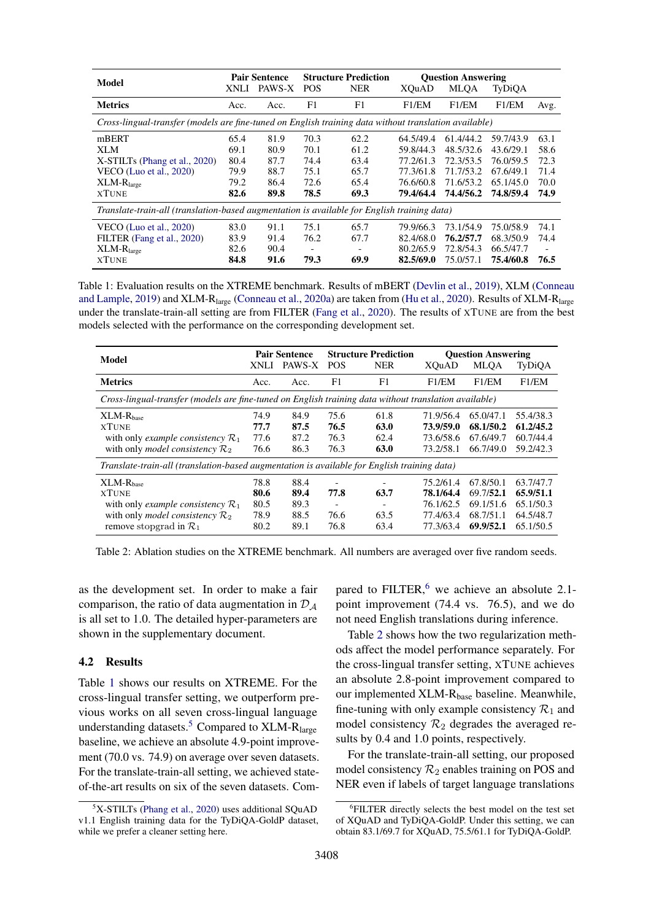| Model | Pair Sentence | | Structure Prediction | | Question Answering | | | |
|---|---|---|---|---|---|---|---|---|
| | XNLI | PAWS-X | POS | NER | XQuAD | MLQA | TyDiQA | |
| **Metrics** | Acc. | Acc. | F1 | F1 | F1/EM | F1/EM | F1/EM | Avg. |
| *Cross-lingual-transfer (models are fine-tuned on English training data without translation available)* | | | | | | | | |
| mBERT | 65.4 | 81.9 | 70.3 | 62.2 | 64.5/49.4 | 61.4/44.2 | 59.7/43.9 | 63.1 |
| XLM | 69.1 | 80.9 | 70.1 | 61.2 | 59.8/44.3 | 48.5/32.6 | 43.6/29.1 | 58.6 |
| X-STILTs (Phang et al., 2020) | 80.4 | 87.7 | 74.4 | 63.4 | 77.2/61.3 | 72.3/53.5 | 76.0/59.5 | 72.3 |
| VECO (Luo et al., 2020) | 79.9 | 88.7 | 75.1 | 65.7 | 77.3/61.8 | 71.7/53.2 | 67.6/49.1 | 71.4 |
| XLM-R$_{\text{large}}$ | 79.2 | 86.4 | 72.6 | 65.4 | 76.6/60.8 | 71.6/53.2 | 65.1/45.0 | 70.0 |
| XTUNE | **82.6** | **89.8** | **78.5** | **69.3** | **79.4/64.4** | **74.4/56.2** | **74.8/59.4** | **74.9** |
| *Translate-train-all (translation-based augmentation is available for English training data)* | | | | | | | | |
| VECO (Luo et al., 2020) | 83.0 | 91.1 | 75.1 | 65.7 | 79.9/66.3 | 73.1/54.9 | 75.0/58.9 | 74.1 |
| FILTER (Fang et al., 2020) | 83.9 | 91.4 | 76.2 | 67.7 | 82.4/68.0 | **76.2/57.7** | 68.3/50.9 | 74.4 |
| XLM-R$_{\text{large}}$ | 82.6 | 90.4 | - | - | 80.2/65.9 | 72.8/54.3 | 66.5/47.7 | - |
| XTUNE | **84.8** | **91.6** | **79.3** | **69.9** | **82.5/69.0** | 75.0/57.1 | **75.4/60.8** | **76.5** |

Table 1: Evaluation results on the XTREME benchmark. Results of mBERT (Devlin et al., 2019), XLM (Conneau and Lample, 2019) and XLM-R$_{\text{large}}$ (Conneau et al., 2020a) are taken from (Hu et al., 2020). Results of XLM-R$_{\text{large}}$ under the translate-train-all setting are from FILTER (Fang et al., 2020). The results of XTUNE are from the best models selected with the performance on the corresponding development set.

| Model | Pair Sentence | | Structure Prediction | | Question Answering | | |
|---|---|---|---|---|---|---|---|
| | XNLI | PAWS-X | POS | NER | XQuAD | MLQA | TyDiQA |
| **Metrics** | Acc. | Acc. | F1 | F1 | F1/EM | F1/EM | F1/EM |
| *Cross-lingual-transfer (models are fine-tuned on English training data without translation available)* | | | | | | | |
| XLM-R$_{\text{base}}$ | 74.9 | 84.9 | 75.6 | 61.8 | 71.9/56.4 | 65.0/47.1 | 55.4/38.3 |
| XTUNE | **77.7** | **87.5** | **76.5** | **63.0** | **73.9/59.0** | **68.1/50.2** | **61.2/45.2** |
| with only *example consistency* $\mathcal{R}_1$ | 77.6 | 87.2 | 76.3 | 62.4 | 73.6/58.6 | 67.6/49.7 | 60.7/44.4 |
| with only *model consistency* $\mathcal{R}_2$ | 76.6 | 86.3 | 76.3 | **63.0** | 73.2/58.1 | 66.7/49.0 | 59.2/42.3 |
| *Translate-train-all (translation-based augmentation is available for English training data)* | | | | | | | |
| XLM-R$_{\text{base}}$ | 78.8 | 88.4 | - | - | 75.2/61.4 | 67.8/50.1 | 63.7/47.7 |
| XTUNE | **80.6** | **89.4** | **77.8** | **63.7** | **78.1/64.4** | 69.7/**52.1** | **65.9/51.1** |
| with only *example consistency* $\mathcal{R}_1$ | 80.5 | 89.3 | - | - | 76.1/62.5 | 69.1/51.6 | 65.1/50.3 |
| with only *model consistency* $\mathcal{R}_2$ | 78.9 | 88.5 | 76.6 | 63.5 | 77.4/63.4 | 68.7/51.1 | 64.5/48.7 |
| remove stopgrad in $\mathcal{R}_1$ | 80.2 | 89.1 | 76.8 | 63.4 | 77.3/63.4 | **69.9/52.1** | 65.1/50.5 |

Table 2: Ablation studies on the XTREME benchmark. All numbers are averaged over five random seeds.

as the development set. In order to make a fair comparison, the ratio of data augmentation in $\mathcal{D}_{\mathcal{A}}$ is all set to 1.0. The detailed hyper-parameters are shown in the supplementary document.

## 4.2 Results

Table 1 shows our results on XTREME. For the cross-lingual transfer setting, we outperform previous works on all seven cross-lingual language understanding datasets.[5] Compared to XLM-R$_{\text{large}}$ baseline, we achieve an absolute 4.9-point improvement (70.0 vs. 74.9) on average over seven datasets. For the translate-train-all setting, we achieved state-of-the-art results on six of the seven datasets. Compared to FILTER,[6] we achieve an absolute 2.1-point improvement (74.4 vs. 76.5), and we do not need English translations during inference.

Table 2 shows how the two regularization methods affect the model performance separately. For the cross-lingual transfer setting, XTUNE achieves an absolute 2.8-point improvement compared to our implemented XLM-R$_{\text{base}}$ baseline. Meanwhile, fine-tuning with only example consistency $\mathcal{R}_1$ and model consistency $\mathcal{R}_2$ degrades the averaged results by 0.4 and 1.0 points, respectively.

For the translate-train-all setting, our proposed model consistency $\mathcal{R}_2$ enables training on POS and NER even if labels of target language translations

[5] X-STILTs (Phang et al., 2020) uses additional SQuAD v1.1 English training data for the TyDiQA-GoldP dataset, while we prefer a cleaner setting here.

[6] FILTER directly selects the best model on the test set of XQuAD and TyDiQA-GoldP. Under this setting, we can obtain 83.1/69.7 for XQuAD, 75.5/61.1 for TyDiQA-GoldP.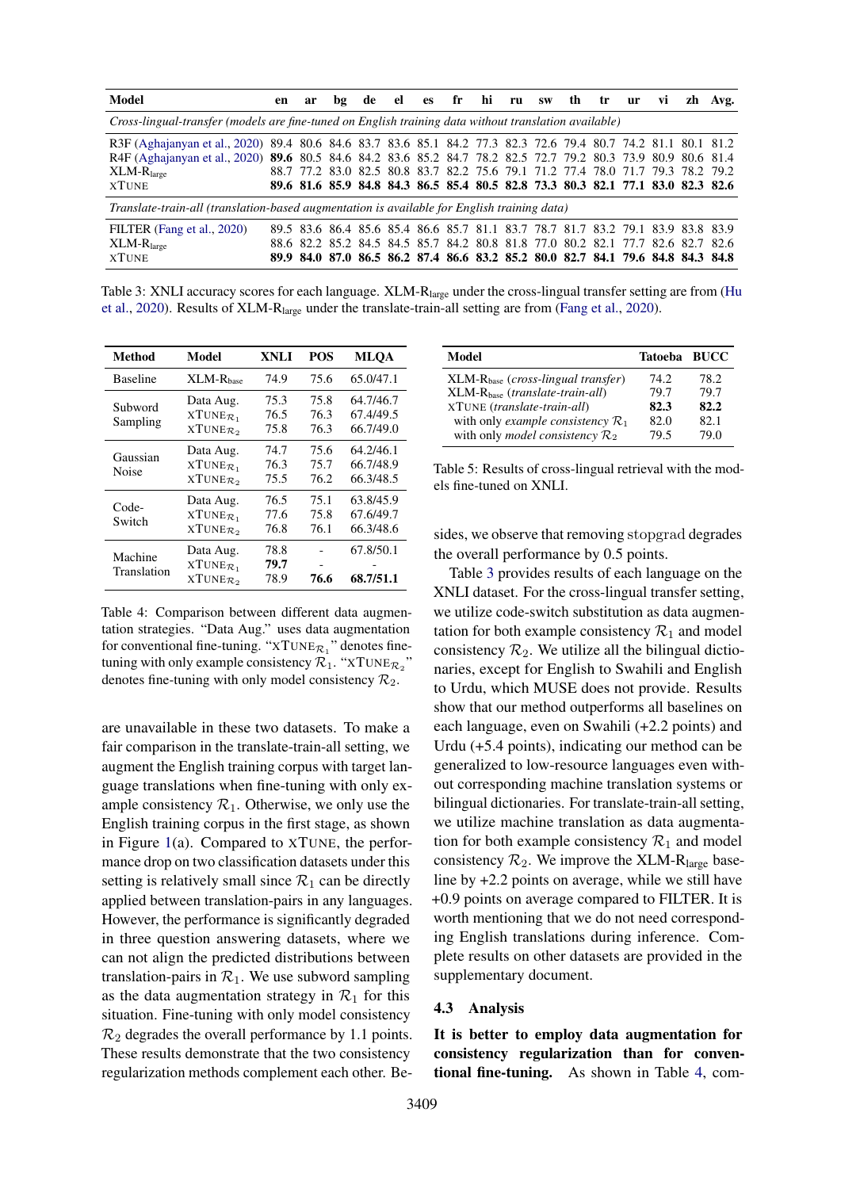| Model | en | ar | bg | de | el | es | fr | hi | ru | sw | th | tr | ur | vi | zh | Avg. |
|---|---|---|---|---|---|---|---|---|---|---|---|---|---|---|---|---|
| *Cross-lingual-transfer (models are fine-tuned on English training data without translation available)* | | | | | | | | | | | | | | | | |
| R3F (Aghajanyan et al., 2020) | 89.4 | 80.6 | 84.6 | 83.7 | 83.6 | 85.1 | 84.2 | 77.3 | 82.3 | 72.6 | 79.4 | 80.7 | 74.2 | 81.1 | 80.1 | 81.2 |
| R4F (Aghajanyan et al., 2020) | **89.6** | 80.5 | 84.6 | 84.2 | 83.6 | 85.2 | 84.7 | 78.2 | 82.5 | 72.7 | 79.2 | 80.3 | 73.9 | 80.9 | 80.6 | 81.4 |
| XLM-R$_{large}$ | 88.7 | 77.2 | 83.0 | 82.5 | 80.8 | 83.7 | 82.2 | 75.6 | 79.1 | 71.2 | 77.4 | 78.0 | 71.7 | 79.3 | 78.2 | 79.2 |
| XTUNE | **89.6** | **81.6** | **85.9** | **84.8** | **84.3** | **86.5** | **85.4** | **80.5** | **82.8** | **73.3** | **80.3** | **82.1** | **77.1** | **83.0** | **82.3** | **82.6** |
| *Translate-train-all (translation-based augmentation is available for English training data)* | | | | | | | | | | | | | | | | |
| FILTER (Fang et al., 2020) | 89.5 | 83.6 | 86.4 | 85.6 | 85.4 | 86.6 | 85.7 | 81.1 | 83.7 | 78.7 | 81.7 | 83.2 | 79.1 | 83.9 | 83.8 | 83.9 |
| XLM-R$_{large}$ | 88.6 | 82.2 | 85.2 | 84.5 | 84.5 | 85.7 | 84.2 | 80.8 | 81.8 | 77.0 | 80.2 | 82.1 | 77.7 | 82.6 | 82.7 | 82.6 |
| XTUNE | **89.9** | **84.0** | **87.0** | **86.5** | **86.2** | **87.4** | **86.6** | **83.2** | **85.2** | **80.0** | **82.7** | **84.1** | **79.6** | **84.8** | **84.3** | **84.8** |

Table 3: XNLI accuracy scores for each language. XLM-R$_{large}$ under the cross-lingual transfer setting are from (Hu et al., 2020). Results of XLM-R$_{large}$ under the translate-train-all setting are from (Fang et al., 2020).

| Method | Model | XNLI | POS | MLQA |
|---|---|---|---|---|
| Baseline | XLM-R$_{base}$ | 74.9 | 75.6 | 65.0/47.1 |
| Subword Sampling | Data Aug. | 75.3 | 75.8 | 64.7/46.7 |
| | XTUNE$_{\mathcal{R}_1}$ | 76.5 | 76.3 | 67.4/49.5 |
| | XTUNE$_{\mathcal{R}_2}$ | 75.8 | 76.3 | 66.7/49.0 |
| Gaussian Noise | Data Aug. | 74.7 | 75.6 | 64.2/46.1 |
| | XTUNE$_{\mathcal{R}_1}$ | 76.3 | 75.7 | 66.7/48.9 |
| | XTUNE$_{\mathcal{R}_2}$ | 75.5 | 76.2 | 66.3/48.5 |
| Code-Switch | Data Aug. | 76.5 | 75.1 | 63.8/45.9 |
| | XTUNE$_{\mathcal{R}_1}$ | 77.6 | 75.8 | 67.6/49.7 |
| | XTUNE$_{\mathcal{R}_2}$ | 76.8 | 76.1 | 66.3/48.6 |
| Machine Translation | Data Aug. | 78.8 | - | 67.8/50.1 |
| | XTUNE$_{\mathcal{R}_1}$ | **79.7** | - | - |
| | XTUNE$_{\mathcal{R}_2}$ | 78.9 | **76.6** | **68.7/51.1** |

Table 4: Comparison between different data augmentation strategies. "Data Aug." uses data augmentation for conventional fine-tuning. "XTUNE$_{\mathcal{R}_1}$" denotes fine-tuning with only example consistency $\mathcal{R}_1$. "XTUNE$_{\mathcal{R}_2}$" denotes fine-tuning with only model consistency $\mathcal{R}_2$.

are unavailable in these two datasets. To make a fair comparison in the translate-train-all setting, we augment the English training corpus with target language translations when fine-tuning with only example consistency $\mathcal{R}_1$. Otherwise, we only use the English training corpus in the first stage, as shown in Figure 1(a). Compared to XTUNE, the performance drop on two classification datasets under this setting is relatively small since $\mathcal{R}_1$ can be directly applied between translation-pairs in any languages. However, the performance is significantly degraded in three question answering datasets, where we can not align the predicted distributions between translation-pairs in $\mathcal{R}_1$. We use subword sampling as the data augmentation strategy in $\mathcal{R}_1$ for this situation. Fine-tuning with only model consistency $\mathcal{R}_2$ degrades the overall performance by 1.1 points. These results demonstrate that the two consistency regularization methods complement each other. Besides, we observe that removing stopgrad degrades the overall performance by 0.5 points.

| Model | Tatoeba | BUCC |
|---|---|---|
| XLM-R$_{base}$ (*cross-lingual transfer*) | 74.2 | 78.2 |
| XLM-R$_{base}$ (*translate-train-all*) | 79.7 | 79.7 |
| XTUNE (*translate-train-all*) | **82.3** | **82.2** |
| with only *example consistency* $\mathcal{R}_1$ | 82.0 | 82.1 |
| with only *model consistency* $\mathcal{R}_2$ | 79.5 | 79.0 |

Table 5: Results of cross-lingual retrieval with the models fine-tuned on XNLI.

Table 3 provides results of each language on the XNLI dataset. For the cross-lingual transfer setting, we utilize code-switch substitution as data augmentation for both example consistency $\mathcal{R}_1$ and model consistency $\mathcal{R}_2$. We utilize all the bilingual dictionaries, except for English to Swahili and English to Urdu, which MUSE does not provide. Results show that our method outperforms all baselines on each language, even on Swahili (+2.2 points) and Urdu (+5.4 points), indicating our method can be generalized to low-resource languages even without corresponding machine translation systems or bilingual dictionaries. For translate-train-all setting, we utilize machine translation as data augmentation for both example consistency $\mathcal{R}_1$ and model consistency $\mathcal{R}_2$. We improve the XLM-R$_{large}$ baseline by +2.2 points on average, while we still have +0.9 points on average compared to FILTER. It is worth mentioning that we do not need corresponding English translations during inference. Complete results on other datasets are provided in the supplementary document.

### 4.3 Analysis

**It is better to employ data augmentation for consistency regularization than for conventional fine-tuning.** As shown in Table 4, com-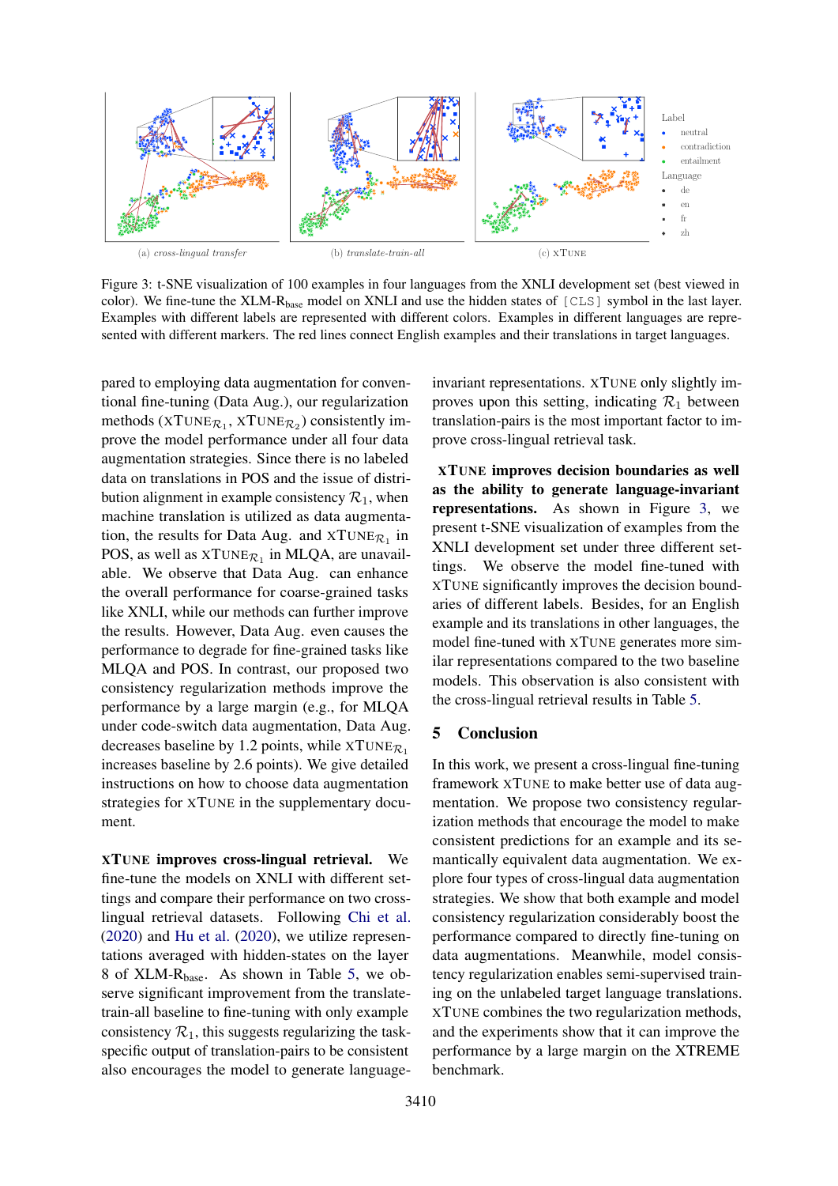(a) *cross-lingual transfer* (b) *translate-train-all* (c) XTUNE

Label: neutral, contradiction, entailment
Language: de, en, fr, zh

Figure 3: t-SNE visualization of 100 examples in four languages from the XNLI development set (best viewed in color). We fine-tune the XLM-R$_{\text{base}}$ model on XNLI and use the hidden states of `[CLS]` symbol in the last layer. Examples with different labels are represented with different colors. Examples in different languages are represented with different markers. The red lines connect English examples and their translations in target languages.

pared to employing data augmentation for conventional fine-tuning (Data Aug.), our regularization methods (XTUNE$_{\mathcal{R}_1}$, XTUNE$_{\mathcal{R}_2}$) consistently improve the model performance under all four data augmentation strategies. Since there is no labeled data on translations in POS and the issue of distribution alignment in example consistency $\mathcal{R}_1$, when machine translation is utilized as data augmentation, the results for Data Aug. and XTUNE$_{\mathcal{R}_1}$ in POS, as well as XTUNE$_{\mathcal{R}_1}$ in MLQA, are unavailable. We observe that Data Aug. can enhance the overall performance for coarse-grained tasks like XNLI, while our methods can further improve the results. However, Data Aug. even causes the performance to degrade for fine-grained tasks like MLQA and POS. In contrast, our proposed two consistency regularization methods improve the performance by a large margin (e.g., for MLQA under code-switch data augmentation, Data Aug. decreases baseline by 1.2 points, while XTUNE$_{\mathcal{R}_1}$ increases baseline by 2.6 points). We give detailed instructions on how to choose data augmentation strategies for XTUNE in the supplementary document.

**XTUNE improves cross-lingual retrieval.** We fine-tune the models on XNLI with different settings and compare their performance on two cross-lingual retrieval datasets. Following Chi et al. (2020) and Hu et al. (2020), we utilize representations averaged with hidden-states on the layer 8 of XLM-R$_{\text{base}}$. As shown in Table 5, we observe significant improvement from the translate-train-all baseline to fine-tuning with only example consistency $\mathcal{R}_1$, this suggests regularizing the task-specific output of translation-pairs to be consistent also encourages the model to generate language-invariant representations. XTUNE only slightly improves upon this setting, indicating $\mathcal{R}_1$ between translation-pairs is the most important factor to improve cross-lingual retrieval task.

**XTUNE improves decision boundaries as well as the ability to generate language-invariant representations.** As shown in Figure 3, we present t-SNE visualization of examples from the XNLI development set under three different settings. We observe the model fine-tuned with XTUNE significantly improves the decision boundaries of different labels. Besides, for an English example and its translations in other languages, the model fine-tuned with XTUNE generates more similar representations compared to the two baseline models. This observation is also consistent with the cross-lingual retrieval results in Table 5.

## 5 Conclusion

In this work, we present a cross-lingual fine-tuning framework XTUNE to make better use of data augmentation. We propose two consistency regularization methods that encourage the model to make consistent predictions for an example and its semantically equivalent data augmentation. We explore four types of cross-lingual data augmentation strategies. We show that both example and model consistency regularization considerably boost the performance compared to directly fine-tuning on data augmentations. Meanwhile, model consistency regularization enables semi-supervised training on the unlabeled target language translations. XTUNE combines the two regularization methods, and the experiments show that it can improve the performance by a large margin on the XTREME benchmark.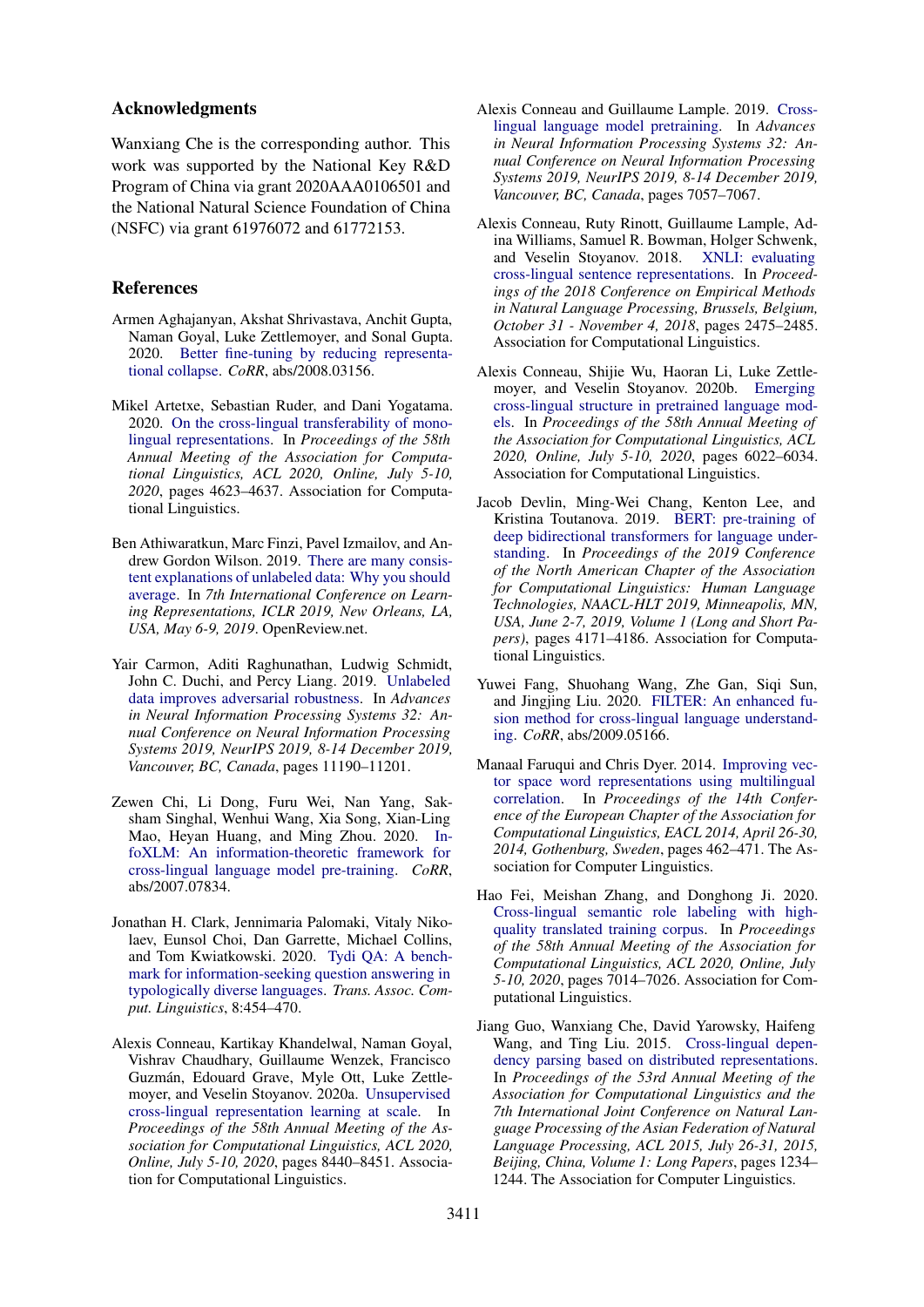## Acknowledgments

Wanxiang Che is the corresponding author. This work was supported by the National Key R&D Program of China via grant 2020AAA0106501 and the National Natural Science Foundation of China (NSFC) via grant 61976072 and 61772153.

## References

Armen Aghajanyan, Akshat Shrivastava, Anchit Gupta, Naman Goyal, Luke Zettlemoyer, and Sonal Gupta. 2020. Better fine-tuning by reducing representational collapse. *CoRR*, abs/2008.03156.

Mikel Artetxe, Sebastian Ruder, and Dani Yogatama. 2020. On the cross-lingual transferability of monolingual representations. In *Proceedings of the 58th Annual Meeting of the Association for Computational Linguistics, ACL 2020, Online, July 5-10, 2020*, pages 4623–4637. Association for Computational Linguistics.

Ben Athiwaratkun, Marc Finzi, Pavel Izmailov, and Andrew Gordon Wilson. 2019. There are many consistent explanations of unlabeled data: Why you should average. In *7th International Conference on Learning Representations, ICLR 2019, New Orleans, LA, USA, May 6-9, 2019*. OpenReview.net.

Yair Carmon, Aditi Raghunathan, Ludwig Schmidt, John C. Duchi, and Percy Liang. 2019. Unlabeled data improves adversarial robustness. In *Advances in Neural Information Processing Systems 32: Annual Conference on Neural Information Processing Systems 2019, NeurIPS 2019, 8-14 December 2019, Vancouver, BC, Canada*, pages 11190–11201.

Zewen Chi, Li Dong, Furu Wei, Nan Yang, Saksham Singhal, Wenhui Wang, Xia Song, Xian-Ling Mao, Heyan Huang, and Ming Zhou. 2020. InfoXLM: An information-theoretic framework for cross-lingual language model pre-training. *CoRR*, abs/2007.07834.

Jonathan H. Clark, Jennimaria Palomaki, Vitaly Nikolaev, Eunsol Choi, Dan Garrette, Michael Collins, and Tom Kwiatkowski. 2020. Tydi QA: A benchmark for information-seeking question answering in typologically diverse languages. *Trans. Assoc. Comput. Linguistics*, 8:454–470.

Alexis Conneau, Kartikay Khandelwal, Naman Goyal, Vishrav Chaudhary, Guillaume Wenzek, Francisco Guzmán, Edouard Grave, Myle Ott, Luke Zettlemoyer, and Veselin Stoyanov. 2020a. Unsupervised cross-lingual representation learning at scale. In *Proceedings of the 58th Annual Meeting of the Association for Computational Linguistics, ACL 2020, Online, July 5-10, 2020*, pages 8440–8451. Association for Computational Linguistics.

Alexis Conneau and Guillaume Lample. 2019. Cross-lingual language model pretraining. In *Advances in Neural Information Processing Systems 32: Annual Conference on Neural Information Processing Systems 2019, NeurIPS 2019, 8-14 December 2019, Vancouver, BC, Canada*, pages 7057–7067.

Alexis Conneau, Ruty Rinott, Guillaume Lample, Adina Williams, Samuel R. Bowman, Holger Schwenk, and Veselin Stoyanov. 2018. XNLI: evaluating cross-lingual sentence representations. In *Proceedings of the 2018 Conference on Empirical Methods in Natural Language Processing, Brussels, Belgium, October 31 - November 4, 2018*, pages 2475–2485. Association for Computational Linguistics.

Alexis Conneau, Shijie Wu, Haoran Li, Luke Zettlemoyer, and Veselin Stoyanov. 2020b. Emerging cross-lingual structure in pretrained language models. In *Proceedings of the 58th Annual Meeting of the Association for Computational Linguistics, ACL 2020, Online, July 5-10, 2020*, pages 6022–6034. Association for Computational Linguistics.

Jacob Devlin, Ming-Wei Chang, Kenton Lee, and Kristina Toutanova. 2019. BERT: pre-training of deep bidirectional transformers for language understanding. In *Proceedings of the 2019 Conference of the North American Chapter of the Association for Computational Linguistics: Human Language Technologies, NAACL-HLT 2019, Minneapolis, MN, USA, June 2-7, 2019, Volume 1 (Long and Short Papers)*, pages 4171–4186. Association for Computational Linguistics.

Yuwei Fang, Shuohang Wang, Zhe Gan, Siqi Sun, and Jingjing Liu. 2020. FILTER: An enhanced fusion method for cross-lingual language understanding. *CoRR*, abs/2009.05166.

Manaal Faruqui and Chris Dyer. 2014. Improving vector space word representations using multilingual correlation. In *Proceedings of the 14th Conference of the European Chapter of the Association for Computational Linguistics, EACL 2014, April 26-30, 2014, Gothenburg, Sweden*, pages 462–471. The Association for Computer Linguistics.

Hao Fei, Meishan Zhang, and Donghong Ji. 2020. Cross-lingual semantic role labeling with high-quality translated training corpus. In *Proceedings of the 58th Annual Meeting of the Association for Computational Linguistics, ACL 2020, Online, July 5-10, 2020*, pages 7014–7026. Association for Computational Linguistics.

Jiang Guo, Wanxiang Che, David Yarowsky, Haifeng Wang, and Ting Liu. 2015. Cross-lingual dependency parsing based on distributed representations. In *Proceedings of the 53rd Annual Meeting of the Association for Computational Linguistics and the 7th International Joint Conference on Natural Language Processing of the Asian Federation of Natural Language Processing, ACL 2015, July 26-31, 2015, Beijing, China, Volume 1: Long Papers*, pages 1234–1244. The Association for Computer Linguistics.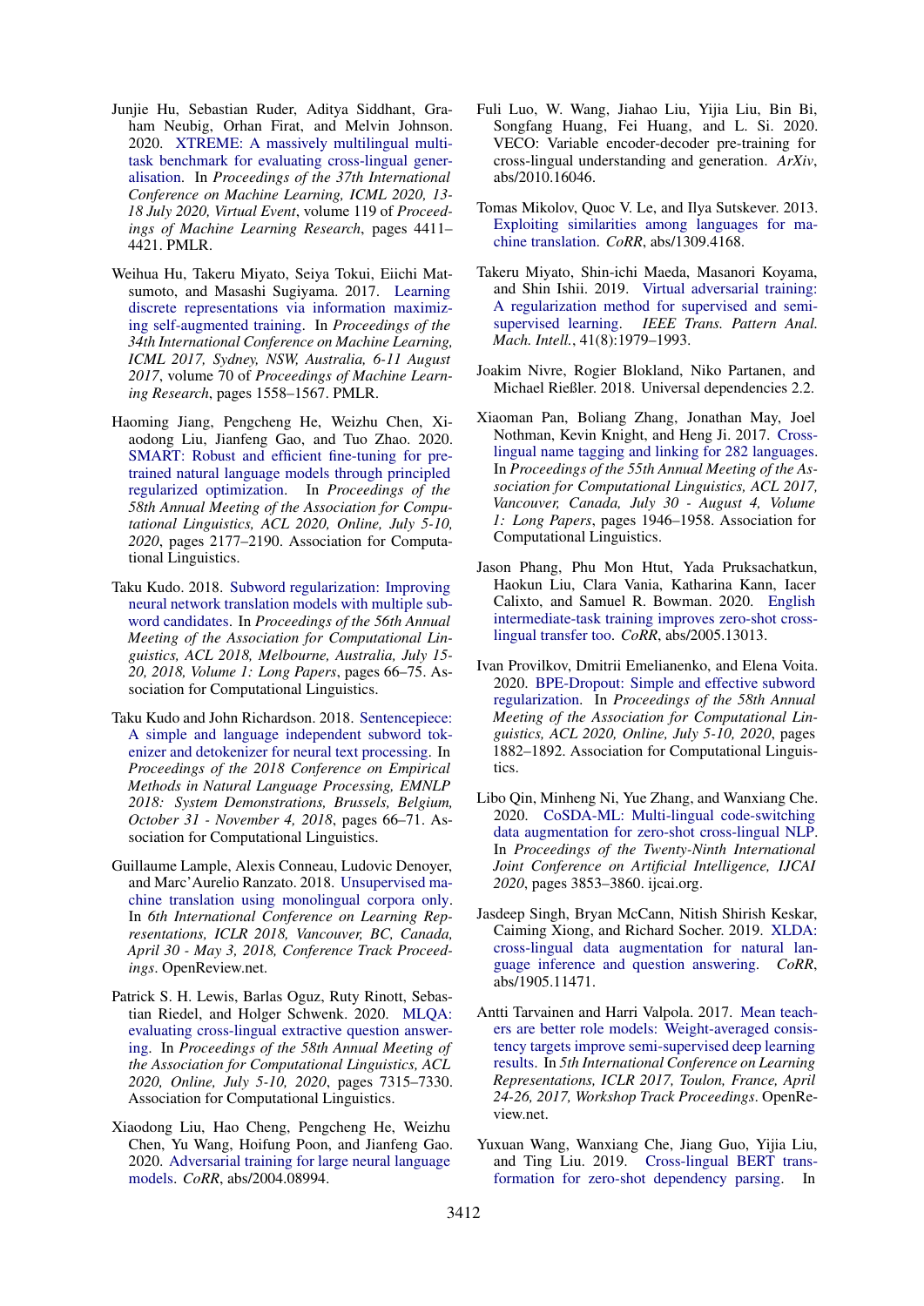Junjie Hu, Sebastian Ruder, Aditya Siddhant, Graham Neubig, Orhan Firat, and Melvin Johnson. 2020. XTREME: A massively multilingual multi-task benchmark for evaluating cross-lingual generalisation. In *Proceedings of the 37th International Conference on Machine Learning, ICML 2020, 13-18 July 2020, Virtual Event*, volume 119 of *Proceedings of Machine Learning Research*, pages 4411–4421. PMLR.

Weihua Hu, Takeru Miyato, Seiya Tokui, Eiichi Matsumoto, and Masashi Sugiyama. 2017. Learning discrete representations via information maximizing self-augmented training. In *Proceedings of the 34th International Conference on Machine Learning, ICML 2017, Sydney, NSW, Australia, 6-11 August 2017*, volume 70 of *Proceedings of Machine Learning Research*, pages 1558–1567. PMLR.

Haoming Jiang, Pengcheng He, Weizhu Chen, Xiaodong Liu, Jianfeng Gao, and Tuo Zhao. 2020. SMART: Robust and efficient fine-tuning for pre-trained natural language models through principled regularized optimization. In *Proceedings of the 58th Annual Meeting of the Association for Computational Linguistics, ACL 2020, Online, July 5-10, 2020*, pages 2177–2190. Association for Computational Linguistics.

Taku Kudo. 2018. Subword regularization: Improving neural network translation models with multiple subword candidates. In *Proceedings of the 56th Annual Meeting of the Association for Computational Linguistics, ACL 2018, Melbourne, Australia, July 15-20, 2018, Volume 1: Long Papers*, pages 66–75. Association for Computational Linguistics.

Taku Kudo and John Richardson. 2018. Sentencepiece: A simple and language independent subword tokenizer and detokenizer for neural text processing. In *Proceedings of the 2018 Conference on Empirical Methods in Natural Language Processing, EMNLP 2018: System Demonstrations, Brussels, Belgium, October 31 - November 4, 2018*, pages 66–71. Association for Computational Linguistics.

Guillaume Lample, Alexis Conneau, Ludovic Denoyer, and Marc'Aurelio Ranzato. 2018. Unsupervised machine translation using monolingual corpora only. In *6th International Conference on Learning Representations, ICLR 2018, Vancouver, BC, Canada, April 30 - May 3, 2018, Conference Track Proceedings*. OpenReview.net.

Patrick S. H. Lewis, Barlas Oguz, Ruty Rinott, Sebastian Riedel, and Holger Schwenk. 2020. MLQA: evaluating cross-lingual extractive question answering. In *Proceedings of the 58th Annual Meeting of the Association for Computational Linguistics, ACL 2020, Online, July 5-10, 2020*, pages 7315–7330. Association for Computational Linguistics.

Xiaodong Liu, Hao Cheng, Pengcheng He, Weizhu Chen, Yu Wang, Hoifung Poon, and Jianfeng Gao. 2020. Adversarial training for large neural language models. *CoRR*, abs/2004.08994.

Fuli Luo, W. Wang, Jiahao Liu, Yijia Liu, Bin Bi, Songfang Huang, Fei Huang, and L. Si. 2020. VECO: Variable encoder-decoder pre-training for cross-lingual understanding and generation. *ArXiv*, abs/2010.16046.

Tomas Mikolov, Quoc V. Le, and Ilya Sutskever. 2013. Exploiting similarities among languages for machine translation. *CoRR*, abs/1309.4168.

Takeru Miyato, Shin-ichi Maeda, Masanori Koyama, and Shin Ishii. 2019. Virtual adversarial training: A regularization method for supervised and semi-supervised learning. *IEEE Trans. Pattern Anal. Mach. Intell.*, 41(8):1979–1993.

Joakim Nivre, Rogier Blokland, Niko Partanen, and Michael Rießler. 2018. Universal dependencies 2.2.

Xiaoman Pan, Boliang Zhang, Jonathan May, Joel Nothman, Kevin Knight, and Heng Ji. 2017. Cross-lingual name tagging and linking for 282 languages. In *Proceedings of the 55th Annual Meeting of the Association for Computational Linguistics, ACL 2017, Vancouver, Canada, July 30 - August 4, Volume 1: Long Papers*, pages 1946–1958. Association for Computational Linguistics.

Jason Phang, Phu Mon Htut, Yada Pruksachatkun, Haokun Liu, Clara Vania, Katharina Kann, Iacer Calixto, and Samuel R. Bowman. 2020. English intermediate-task training improves zero-shot cross-lingual transfer too. *CoRR*, abs/2005.13013.

Ivan Provilkov, Dmitrii Emelianenko, and Elena Voita. 2020. BPE-Dropout: Simple and effective subword regularization. In *Proceedings of the 58th Annual Meeting of the Association for Computational Linguistics, ACL 2020, Online, July 5-10, 2020*, pages 1882–1892. Association for Computational Linguistics.

Libo Qin, Minheng Ni, Yue Zhang, and Wanxiang Che. 2020. CoSDA-ML: Multi-lingual code-switching data augmentation for zero-shot cross-lingual NLP. In *Proceedings of the Twenty-Ninth International Joint Conference on Artificial Intelligence, IJCAI 2020*, pages 3853–3860. ijcai.org.

Jasdeep Singh, Bryan McCann, Nitish Shirish Keskar, Caiming Xiong, and Richard Socher. 2019. XLDA: cross-lingual data augmentation for natural language inference and question answering. *CoRR*, abs/1905.11471.

Antti Tarvainen and Harri Valpola. 2017. Mean teachers are better role models: Weight-averaged consistency targets improve semi-supervised deep learning results. In *5th International Conference on Learning Representations, ICLR 2017, Toulon, France, April 24-26, 2017, Workshop Track Proceedings*. OpenReview.net.

Yuxuan Wang, Wanxiang Che, Jiang Guo, Yijia Liu, and Ting Liu. 2019. Cross-lingual BERT transformation for zero-shot dependency parsing. In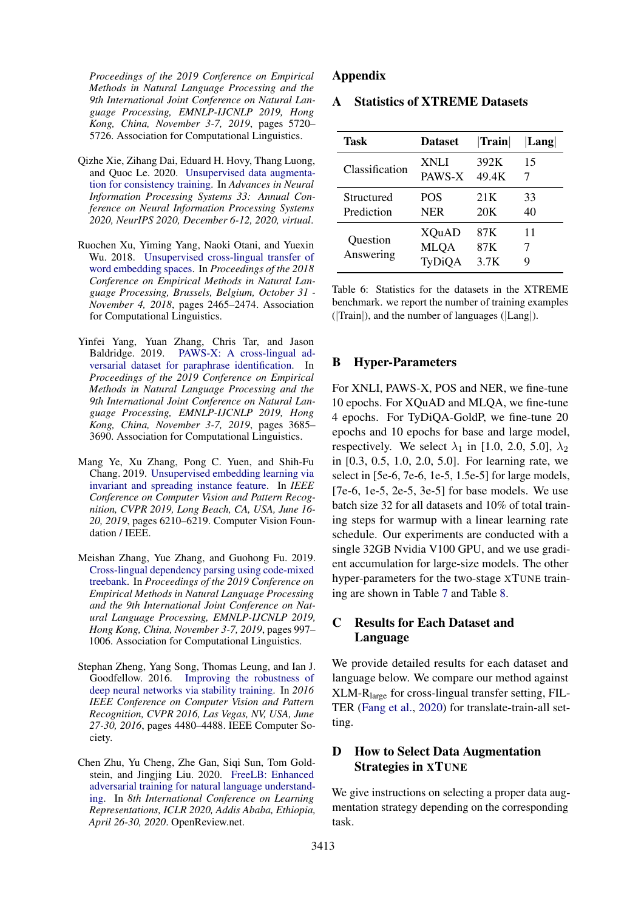*Proceedings of the 2019 Conference on Empirical Methods in Natural Language Processing and the 9th International Joint Conference on Natural Language Processing, EMNLP-IJCNLP 2019, Hong Kong, China, November 3-7, 2019*, pages 5720–5726. Association for Computational Linguistics.

Qizhe Xie, Zihang Dai, Eduard H. Hovy, Thang Luong, and Quoc Le. 2020. Unsupervised data augmentation for consistency training. In *Advances in Neural Information Processing Systems 33: Annual Conference on Neural Information Processing Systems 2020, NeurIPS 2020, December 6-12, 2020, virtual*.

Ruochen Xu, Yiming Yang, Naoki Otani, and Yuexin Wu. 2018. Unsupervised cross-lingual transfer of word embedding spaces. In *Proceedings of the 2018 Conference on Empirical Methods in Natural Language Processing, Brussels, Belgium, October 31 - November 4, 2018*, pages 2465–2474. Association for Computational Linguistics.

Yinfei Yang, Yuan Zhang, Chris Tar, and Jason Baldridge. 2019. PAWS-X: A cross-lingual adversarial dataset for paraphrase identification. In *Proceedings of the 2019 Conference on Empirical Methods in Natural Language Processing and the 9th International Joint Conference on Natural Language Processing, EMNLP-IJCNLP 2019, Hong Kong, China, November 3-7, 2019*, pages 3685–3690. Association for Computational Linguistics.

Mang Ye, Xu Zhang, Pong C. Yuen, and Shih-Fu Chang. 2019. Unsupervised embedding learning via invariant and spreading instance feature. In *IEEE Conference on Computer Vision and Pattern Recognition, CVPR 2019, Long Beach, CA, USA, June 16-20, 2019*, pages 6210–6219. Computer Vision Foundation / IEEE.

Meishan Zhang, Yue Zhang, and Guohong Fu. 2019. Cross-lingual dependency parsing using code-mixed treebank. In *Proceedings of the 2019 Conference on Empirical Methods in Natural Language Processing and the 9th International Joint Conference on Natural Language Processing, EMNLP-IJCNLP 2019, Hong Kong, China, November 3-7, 2019*, pages 997–1006. Association for Computational Linguistics.

Stephan Zheng, Yang Song, Thomas Leung, and Ian J. Goodfellow. 2016. Improving the robustness of deep neural networks via stability training. In *2016 IEEE Conference on Computer Vision and Pattern Recognition, CVPR 2016, Las Vegas, NV, USA, June 27-30, 2016*, pages 4480–4488. IEEE Computer Society.

Chen Zhu, Yu Cheng, Zhe Gan, Siqi Sun, Tom Goldstein, and Jingjing Liu. 2020. FreeLB: Enhanced adversarial training for natural language understanding. In *8th International Conference on Learning Representations, ICLR 2020, Addis Ababa, Ethiopia, April 26-30, 2020*. OpenReview.net.

# Appendix

## A Statistics of XTREME Datasets

| Task | Dataset | \|Train\| | \|Lang\| |
|---|---|---|---|
| Classification | XNLI | 392K | 15 |
| | PAWS-X | 49.4K | 7 |
| Structured Prediction | POS | 21K | 33 |
| | NER | 20K | 40 |
| Question Answering | XQuAD | 87K | 11 |
| | MLQA | 87K | 7 |
| | TyDiQA | 3.7K | 9 |

Table 6: Statistics for the datasets in the XTREME benchmark. we report the number of training examples (|Train|), and the number of languages (|Lang|).

## B Hyper-Parameters

For XNLI, PAWS-X, POS and NER, we fine-tune 10 epochs. For XQuAD and MLQA, we fine-tune 4 epochs. For TyDiQA-GoldP, we fine-tune 20 epochs and 10 epochs for base and large model, respectively. We select $\lambda_1$ in [1.0, 2.0, 5.0], $\lambda_2$ in [0.3, 0.5, 1.0, 2.0, 5.0]. For learning rate, we select in [5e-6, 7e-6, 1e-5, 1.5e-5] for large models, [7e-6, 1e-5, 2e-5, 3e-5] for base models. We use batch size 32 for all datasets and 10% of total training steps for warmup with a linear learning rate schedule. Our experiments are conducted with a single 32GB Nvidia V100 GPU, and we use gradient accumulation for large-size models. The other hyper-parameters for the two-stage XTUNE training are shown in Table 7 and Table 8.

## C Results for Each Dataset and Language

We provide detailed results for each dataset and language below. We compare our method against XLM-$R_{\text{large}}$ for cross-lingual transfer setting, FILTER (Fang et al., 2020) for translate-train-all setting.

## D How to Select Data Augmentation Strategies in XTUNE

We give instructions on selecting a proper data augmentation strategy depending on the corresponding task.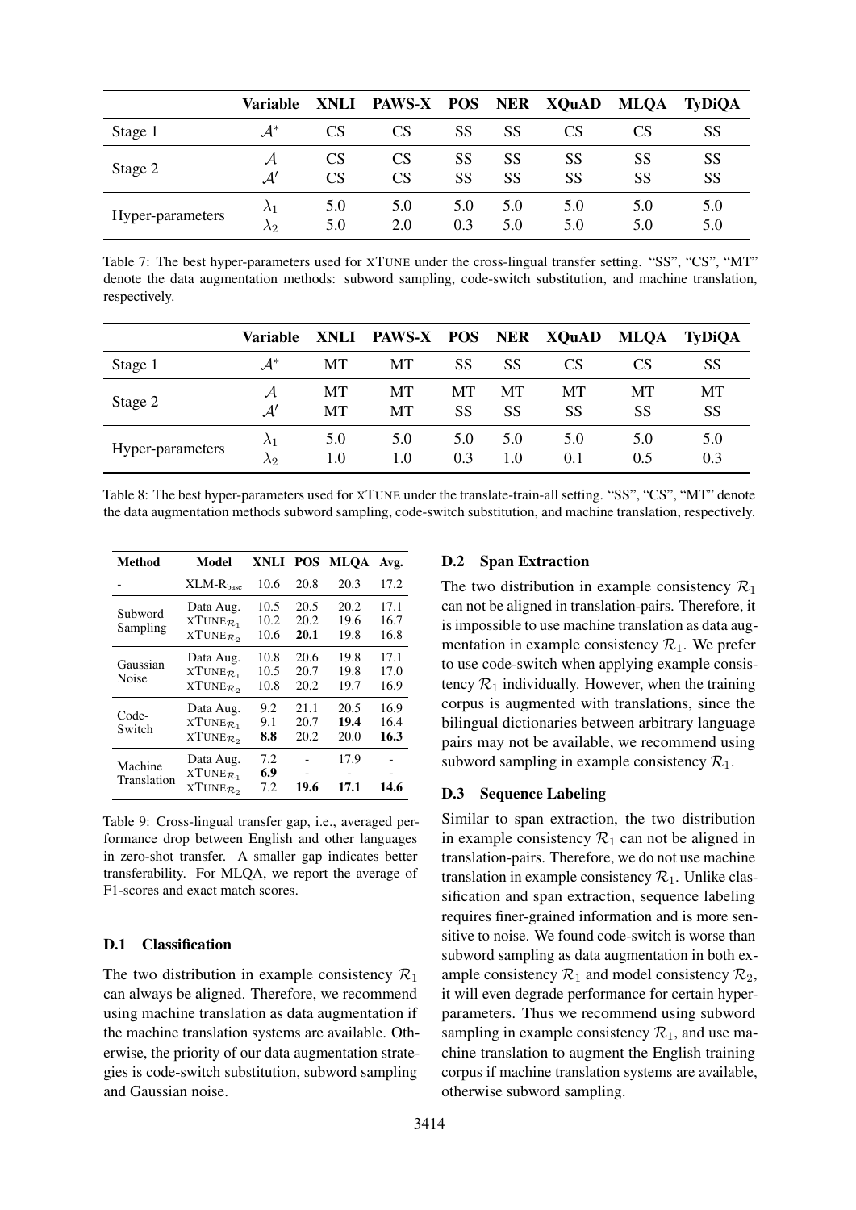| | Variable | XNLI | PAWS-X | POS | NER | XQuAD | MLQA | TyDiQA |
|---|---|---|---|---|---|---|---|---|
| Stage 1 | $\mathcal{A}^*$ | CS | CS | SS | SS | CS | CS | SS |
| Stage 2 | $\mathcal{A}$ | CS | CS | SS | SS | SS | SS | SS |
| | $\mathcal{A}'$ | CS | CS | SS | SS | SS | SS | SS |
| Hyper-parameters | $\lambda_1$ | 5.0 | 5.0 | 5.0 | 5.0 | 5.0 | 5.0 | 5.0 |
| | $\lambda_2$ | 5.0 | 2.0 | 0.3 | 5.0 | 5.0 | 5.0 | 5.0 |

Table 7: The best hyper-parameters used for XTUNE under the cross-lingual transfer setting. "SS", "CS", "MT" denote the data augmentation methods: subword sampling, code-switch substitution, and machine translation, respectively.

| | Variable | XNLI | PAWS-X | POS | NER | XQuAD | MLQA | TyDiQA |
|---|---|---|---|---|---|---|---|---|
| Stage 1 | $\mathcal{A}^*$ | MT | MT | SS | SS | CS | CS | SS |
| Stage 2 | $\mathcal{A}$ | MT | MT | MT | MT | MT | MT | MT |
| | $\mathcal{A}'$ | MT | MT | SS | SS | SS | SS | SS |
| Hyper-parameters | $\lambda_1$ | 5.0 | 5.0 | 5.0 | 5.0 | 5.0 | 5.0 | 5.0 |
| | $\lambda_2$ | 1.0 | 1.0 | 0.3 | 1.0 | 0.1 | 0.5 | 0.3 |

Table 8: The best hyper-parameters used for XTUNE under the translate-train-all setting. "SS", "CS", "MT" denote the data augmentation methods subword sampling, code-switch substitution, and machine translation, respectively.

| Method | Model | XNLI | POS | MLQA | Avg. |
|---|---|---|---|---|---|
| - | XLM-R$_{\text{base}}$ | 10.6 | 20.8 | 20.3 | 17.2 |
| Subword Sampling | Data Aug. | 10.5 | 20.5 | 20.2 | 17.1 |
| | XTUNE$_{\mathcal{R}_1}$ | 10.2 | 20.2 | 19.6 | 16.7 |
| | XTUNE$_{\mathcal{R}_2}$ | 10.6 | **20.1** | 19.8 | 16.8 |
| Gaussian Noise | Data Aug. | 10.8 | 20.6 | 19.8 | 17.1 |
| | XTUNE$_{\mathcal{R}_1}$ | 10.5 | 20.7 | 19.8 | 17.0 |
| | XTUNE$_{\mathcal{R}_2}$ | 10.8 | 20.2 | 19.7 | 16.9 |
| Code-Switch | Data Aug. | 9.2 | 21.1 | 20.5 | 16.9 |
| | XTUNE$_{\mathcal{R}_1}$ | 9.1 | 20.7 | **19.4** | 16.4 |
| | XTUNE$_{\mathcal{R}_2}$ | **8.8** | 20.2 | 20.0 | **16.3** |
| Machine Translation | Data Aug. | 7.2 | - | 17.9 | - |
| | XTUNE$_{\mathcal{R}_1}$ | **6.9** | - | - | - |
| | XTUNE$_{\mathcal{R}_2}$ | 7.2 | **19.6** | **17.1** | **14.6** |

Table 9: Cross-lingual transfer gap, i.e., averaged performance drop between English and other languages in zero-shot transfer. A smaller gap indicates better transferability. For MLQA, we report the average of F1-scores and exact match scores.

### D.1 Classification

The two distribution in example consistency $\mathcal{R}_1$ can always be aligned. Therefore, we recommend using machine translation as data augmentation if the machine translation systems are available. Otherwise, the priority of our data augmentation strategies is code-switch substitution, subword sampling and Gaussian noise.

### D.2 Span Extraction

The two distribution in example consistency $\mathcal{R}_1$ can not be aligned in translation-pairs. Therefore, it is impossible to use machine translation as data augmentation in example consistency $\mathcal{R}_1$. We prefer to use code-switch when applying example consistency $\mathcal{R}_1$ individually. However, when the training corpus is augmented with translations, since the bilingual dictionaries between arbitrary language pairs may not be available, we recommend using subword sampling in example consistency $\mathcal{R}_1$.

### D.3 Sequence Labeling

Similar to span extraction, the two distribution in example consistency $\mathcal{R}_1$ can not be aligned in translation-pairs. Therefore, we do not use machine translation in example consistency $\mathcal{R}_1$. Unlike classification and span extraction, sequence labeling requires finer-grained information and is more sensitive to noise. We found code-switch is worse than subword sampling as data augmentation in both example consistency $\mathcal{R}_1$ and model consistency $\mathcal{R}_2$, it will even degrade performance for certain hyper-parameters. Thus we recommend using subword sampling in example consistency $\mathcal{R}_1$, and use machine translation to augment the English training corpus if machine translation systems are available, otherwise subword sampling.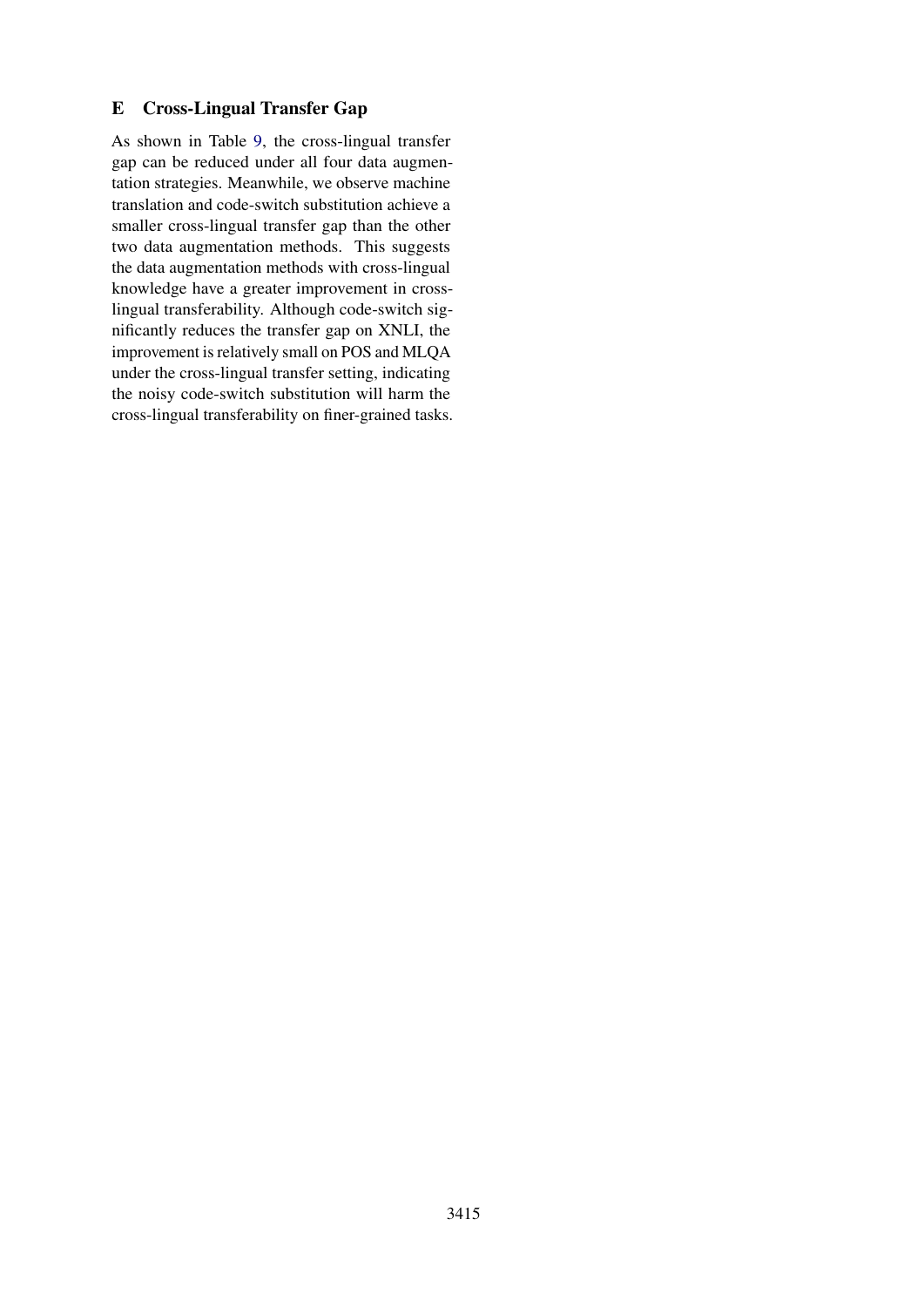## E Cross-Lingual Transfer Gap

As shown in Table 9, the cross-lingual transfer gap can be reduced under all four data augmentation strategies. Meanwhile, we observe machine translation and code-switch substitution achieve a smaller cross-lingual transfer gap than the other two data augmentation methods. This suggests the data augmentation methods with cross-lingual knowledge have a greater improvement in cross-lingual transferability. Although code-switch significantly reduces the transfer gap on XNLI, the improvement is relatively small on POS and MLQA under the cross-lingual transfer setting, indicating the noisy code-switch substitution will harm the cross-lingual transferability on finer-grained tasks.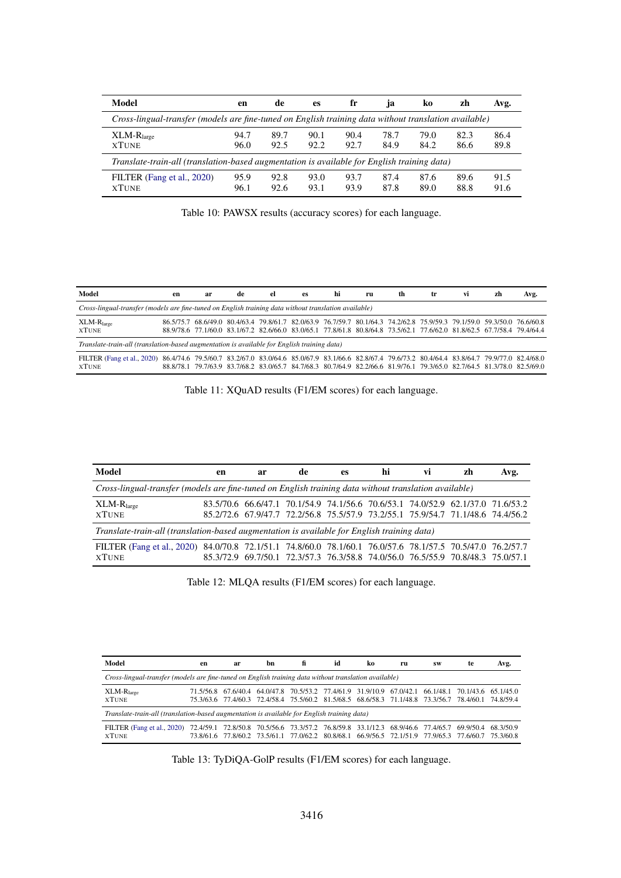| Model | en | de | es | fr | ja | ko | zh | Avg. |
|---|---|---|---|---|---|---|---|---|
| *Cross-lingual-transfer (models are fine-tuned on English training data without translation available)* | | | | | | | | |
| XLM-$R_{large}$ | 94.7 | 89.7 | 90.1 | 90.4 | 78.7 | 79.0 | 82.3 | 86.4 |
| XTUNE | 96.0 | 92.5 | 92.2 | 92.7 | 84.9 | 84.2 | 86.6 | 89.8 |
| *Translate-train-all (translation-based augmentation is available for English training data)* | | | | | | | | |
| FILTER (Fang et al., 2020) | 95.9 | 92.8 | 93.0 | 93.7 | 87.4 | 87.6 | 89.6 | 91.5 |
| XTUNE | 96.1 | 92.6 | 93.1 | 93.9 | 87.8 | 89.0 | 88.8 | 91.6 |

Table 10: PAWSX results (accuracy scores) for each language.

| Model | en | ar | de | el | es | hi | ru | th | tr | vi | zh | Avg. |
|---|---|---|---|---|---|---|---|---|---|---|---|---|
| *Cross-lingual-transfer (models are fine-tuned on English training data without translation available)* | | | | | | | | | | | | |
| XLM-$R_{large}$ | 86.5/75.7 | 68.6/49.0 | 80.4/63.4 | 79.8/61.7 | 82.0/63.9 | 76.7/59.7 | 80.1/64.3 | 74.2/62.8 | 75.9/59.3 | 79.1/59.0 | 59.3/50.0 | 76.6/60.8 |
| XTUNE | 88.9/78.6 | 77.1/60.0 | 83.1/67.2 | 82.6/66.0 | 83.0/65.1 | 77.8/61.8 | 80.8/64.8 | 73.5/62.1 | 77.6/62.0 | 81.8/62.5 | 67.7/58.4 | 79.4/64.4 |
| *Translate-train-all (translation-based augmentation is available for English training data)* | | | | | | | | | | | | |
| FILTER (Fang et al., 2020) | 86.4/74.6 | 79.5/60.7 | 83.2/67.0 | 83.0/64.6 | 85.0/67.9 | 83.1/66.6 | 82.8/67.4 | 79.6/73.2 | 80.4/64.4 | 83.8/64.7 | 79.9/77.0 | 82.4/68.0 |
| XTUNE | 88.8/78.1 | 79.7/63.9 | 83.7/68.2 | 83.0/65.7 | 84.7/68.3 | 80.7/64.9 | 82.2/66.6 | 81.9/76.1 | 79.3/65.0 | 82.7/64.5 | 81.3/78.0 | 82.5/69.0 |

Table 11: XQuAD results (F1/EM scores) for each language.

| Model | en | ar | de | es | hi | vi | zh | Avg. |
|---|---|---|---|---|---|---|---|---|
| *Cross-lingual-transfer (models are fine-tuned on English training data without translation available)* | | | | | | | | |
| XLM-$R_{large}$ | 83.5/70.6 | 66.6/47.1 | 70.1/54.9 | 74.1/56.6 | 70.6/53.1 | 74.0/52.9 | 62.1/37.0 | 71.6/53.2 |
| XTUNE | 85.2/72.6 | 67.9/47.7 | 72.2/56.8 | 75.5/57.9 | 73.2/55.1 | 75.9/54.7 | 71.1/48.6 | 74.4/56.2 |
| *Translate-train-all (translation-based augmentation is available for English training data)* | | | | | | | | |
| FILTER (Fang et al., 2020) | 84.0/70.8 | 72.1/51.1 | 74.8/60.0 | 78.1/60.1 | 76.0/57.6 | 78.1/57.5 | 70.5/47.0 | 76.2/57.7 |
| XTUNE | 85.3/72.9 | 69.7/50.1 | 72.3/57.3 | 76.3/58.8 | 74.0/56.0 | 76.5/55.9 | 70.8/48.3 | 75.0/57.1 |

Table 12: MLQA results (F1/EM scores) for each language.

| Model | en | ar | bn | fi | id | ko | ru | sw | te | Avg. |
|---|---|---|---|---|---|---|---|---|---|---|
| *Cross-lingual-transfer (models are fine-tuned on English training data without translation available)* | | | | | | | | | | |
| XLM-$R_{large}$ | 71.5/56.8 | 67.6/40.4 | 64.0/47.8 | 70.5/53.2 | 77.4/61.9 | 31.9/10.9 | 67.0/42.1 | 66.1/48.1 | 70.1/43.6 | 65.1/45.0 |
| XTUNE | 75.3/63.6 | 77.4/60.3 | 72.4/58.4 | 75.5/60.2 | 81.5/68.5 | 68.6/58.3 | 71.1/48.8 | 73.3/56.7 | 78.4/60.1 | 74.8/59.4 |
| *Translate-train-all (translation-based augmentation is available for English training data)* | | | | | | | | | | |
| FILTER (Fang et al., 2020) | 72.4/59.1 | 72.8/50.8 | 70.5/56.6 | 73.3/57.2 | 76.8/59.8 | 33.1/12.3 | 68.9/46.6 | 77.4/65.7 | 69.9/50.4 | 68.3/50.9 |
| XTUNE | 73.8/61.6 | 77.8/60.2 | 73.5/61.1 | 77.0/62.2 | 80.8/68.1 | 66.9/56.5 | 72.1/51.9 | 77.9/65.3 | 77.6/60.7 | 75.3/60.8 |

Table 13: TyDiQA-GolP results (F1/EM scores) for each language.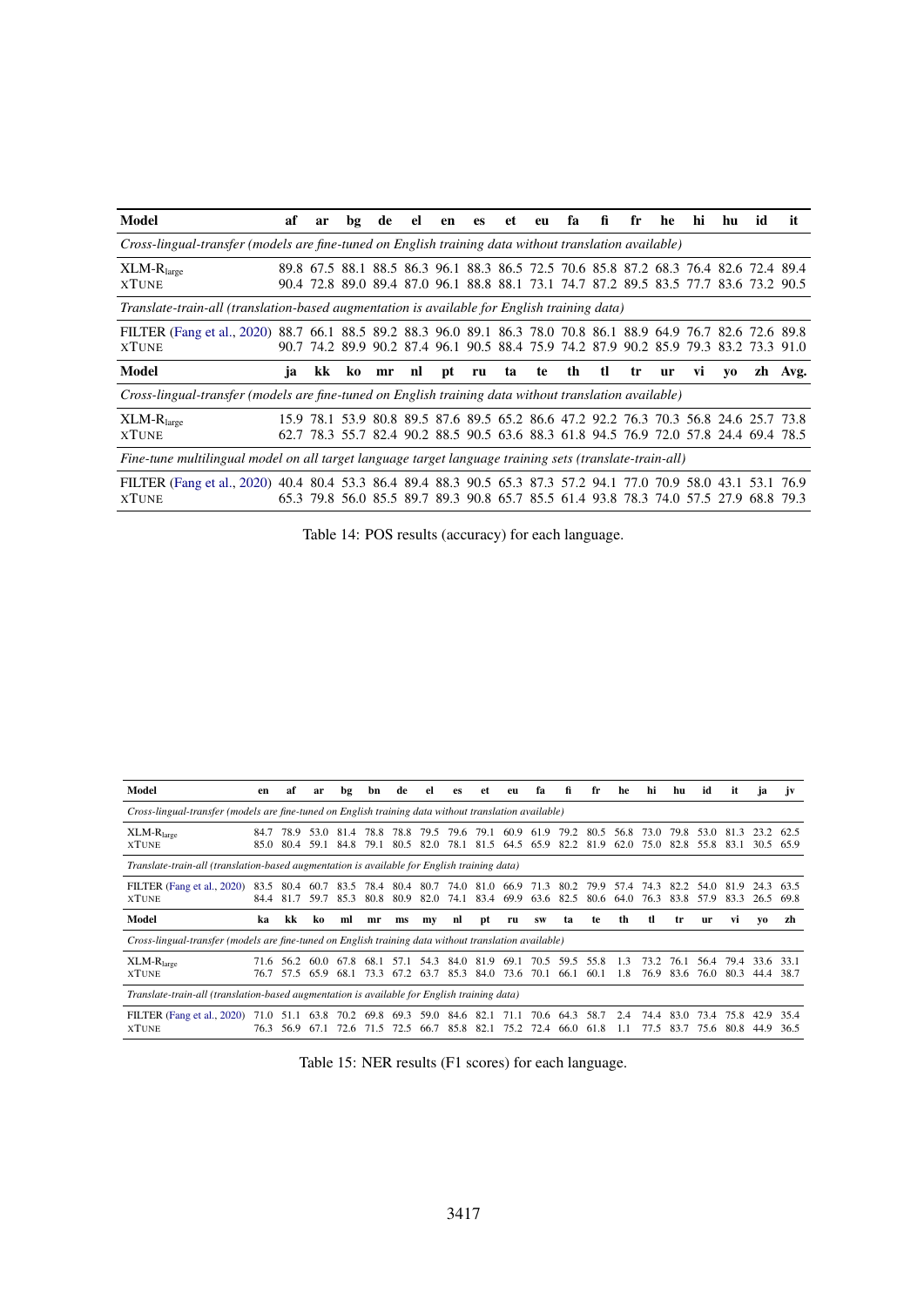| Model | af | ar | bg | de | el | en | es | et | eu | fa | fi | fr | he | hi | hu | id | it |
|---|---|---|---|---|---|---|---|---|---|---|---|---|---|---|---|---|---|
| *Cross-lingual-transfer (models are fine-tuned on English training data without translation available)* | | | | | | | | | | | | | | | | | |
| XLM-R$_{\text{large}}$ | 89.8 | 67.5 | 88.1 | 88.5 | 86.3 | 96.1 | 88.3 | 86.5 | 72.5 | 70.6 | 85.8 | 87.2 | 68.3 | 76.4 | 82.6 | 72.4 | 89.4 |
| XTUNE | 90.4 | 72.8 | 89.0 | 89.4 | 87.0 | 96.1 | 88.8 | 88.1 | 73.1 | 74.7 | 87.2 | 89.5 | 83.5 | 77.7 | 83.6 | 73.2 | 90.5 |
| *Translate-train-all (translation-based augmentation is available for English training data)* | | | | | | | | | | | | | | | | | |
| FILTER (Fang et al., 2020) | 88.7 | 66.1 | 88.5 | 89.2 | 88.3 | 96.0 | 89.1 | 86.3 | 78.0 | 70.8 | 86.1 | 88.9 | 64.9 | 76.7 | 82.6 | 72.6 | 89.8 |
| XTUNE | 90.7 | 74.2 | 89.9 | 90.2 | 87.4 | 96.1 | 90.5 | 88.4 | 75.9 | 74.2 | 87.9 | 90.2 | 85.9 | 79.3 | 83.2 | 73.3 | 91.0 |
| **Model** | **ja** | **kk** | **ko** | **mr** | **nl** | **pt** | **ru** | **ta** | **te** | **th** | **tl** | **tr** | **ur** | **vi** | **yo** | **zh** | **Avg.** |
| *Cross-lingual-transfer (models are fine-tuned on English training data without translation available)* | | | | | | | | | | | | | | | | | |
| XLM-R$_{\text{large}}$ | 15.9 | 78.1 | 53.9 | 80.8 | 89.5 | 87.6 | 89.5 | 65.2 | 86.6 | 47.2 | 92.2 | 76.3 | 70.3 | 56.8 | 24.6 | 25.7 | 73.8 |
| XTUNE | 62.7 | 78.3 | 55.7 | 82.4 | 90.2 | 88.5 | 90.5 | 63.6 | 88.3 | 61.8 | 94.5 | 76.9 | 72.0 | 57.8 | 24.4 | 69.4 | 78.5 |
| *Fine-tune multilingual model on all target language target language training sets (translate-train-all)* | | | | | | | | | | | | | | | | | |
| FILTER (Fang et al., 2020) | 40.4 | 80.4 | 53.3 | 86.4 | 89.4 | 88.3 | 90.5 | 65.3 | 87.3 | 57.2 | 94.1 | 77.0 | 70.9 | 58.0 | 43.1 | 53.1 | 76.9 |
| XTUNE | 65.3 | 79.8 | 56.0 | 85.5 | 89.7 | 89.3 | 90.8 | 65.7 | 85.5 | 61.4 | 93.8 | 78.3 | 74.0 | 57.5 | 27.9 | 68.8 | 79.3 |

Table 14: POS results (accuracy) for each language.

| Model | en | af | ar | bg | bn | de | el | es | et | eu | fa | fi | fr | he | hi | hu | id | it | ja | jv |
|---|---|---|---|---|---|---|---|---|---|---|---|---|---|---|---|---|---|---|---|---|
| *Cross-lingual-transfer (models are fine-tuned on English training data without translation available)* | | | | | | | | | | | | | | | | | | | | |
| XLM-R$_{\text{large}}$ | 84.7 | 78.9 | 53.0 | 81.4 | 78.8 | 78.8 | 79.5 | 79.6 | 79.1 | 60.9 | 61.9 | 79.2 | 80.5 | 56.8 | 73.0 | 79.8 | 53.0 | 81.3 | 23.2 | 62.5 |
| XTUNE | 85.0 | 80.4 | 59.1 | 84.8 | 79.1 | 80.5 | 82.0 | 78.1 | 81.5 | 64.5 | 65.9 | 82.2 | 81.9 | 62.0 | 75.0 | 82.8 | 55.8 | 83.1 | 30.5 | 65.9 |
| *Translate-train-all (translation-based augmentation is available for English training data)* | | | | | | | | | | | | | | | | | | | | |
| FILTER (Fang et al., 2020) | 83.5 | 80.4 | 60.7 | 83.5 | 78.4 | 80.4 | 80.7 | 74.0 | 81.0 | 66.9 | 71.3 | 80.2 | 79.9 | 57.4 | 74.3 | 82.2 | 54.0 | 81.9 | 24.3 | 63.5 |
| XTUNE | 84.4 | 81.7 | 59.7 | 85.3 | 80.8 | 80.9 | 82.0 | 74.1 | 83.4 | 69.9 | 63.6 | 82.5 | 80.6 | 64.0 | 76.3 | 83.8 | 57.9 | 83.3 | 26.5 | 69.8 |
| **Model** | **ka** | **kk** | **ko** | **ml** | **mr** | **ms** | **my** | **nl** | **pt** | **ru** | **sw** | **ta** | **te** | **th** | **tl** | **tr** | **ur** | **vi** | **yo** | **zh** |
| *Cross-lingual-transfer (models are fine-tuned on English training data without translation available)* | | | | | | | | | | | | | | | | | | | | |
| XLM-R$_{\text{large}}$ | 71.6 | 56.2 | 60.0 | 67.8 | 68.1 | 57.1 | 54.3 | 84.0 | 81.9 | 69.1 | 70.5 | 59.5 | 55.8 | 1.3 | 73.2 | 76.1 | 56.4 | 79.4 | 33.6 | 33.1 |
| XTUNE | 76.7 | 57.5 | 65.9 | 68.1 | 73.3 | 67.2 | 63.7 | 85.3 | 84.0 | 73.6 | 70.1 | 66.1 | 60.1 | 1.8 | 76.9 | 83.6 | 76.0 | 80.3 | 44.4 | 38.7 |
| *Translate-train-all (translation-based augmentation is available for English training data)* | | | | | | | | | | | | | | | | | | | | |
| FILTER (Fang et al., 2020) | 71.0 | 51.1 | 63.8 | 70.2 | 69.8 | 69.3 | 59.0 | 84.6 | 82.1 | 71.1 | 70.6 | 64.3 | 58.7 | 2.4 | 74.4 | 83.0 | 73.4 | 75.8 | 42.9 | 35.4 |
| XTUNE | 76.3 | 56.9 | 67.1 | 72.6 | 71.5 | 72.5 | 66.7 | 85.8 | 82.1 | 75.2 | 72.4 | 66.0 | 61.8 | 1.1 | 77.5 | 83.7 | 75.6 | 80.8 | 44.9 | 36.5 |

Table 15: NER results (F1 scores) for each language.